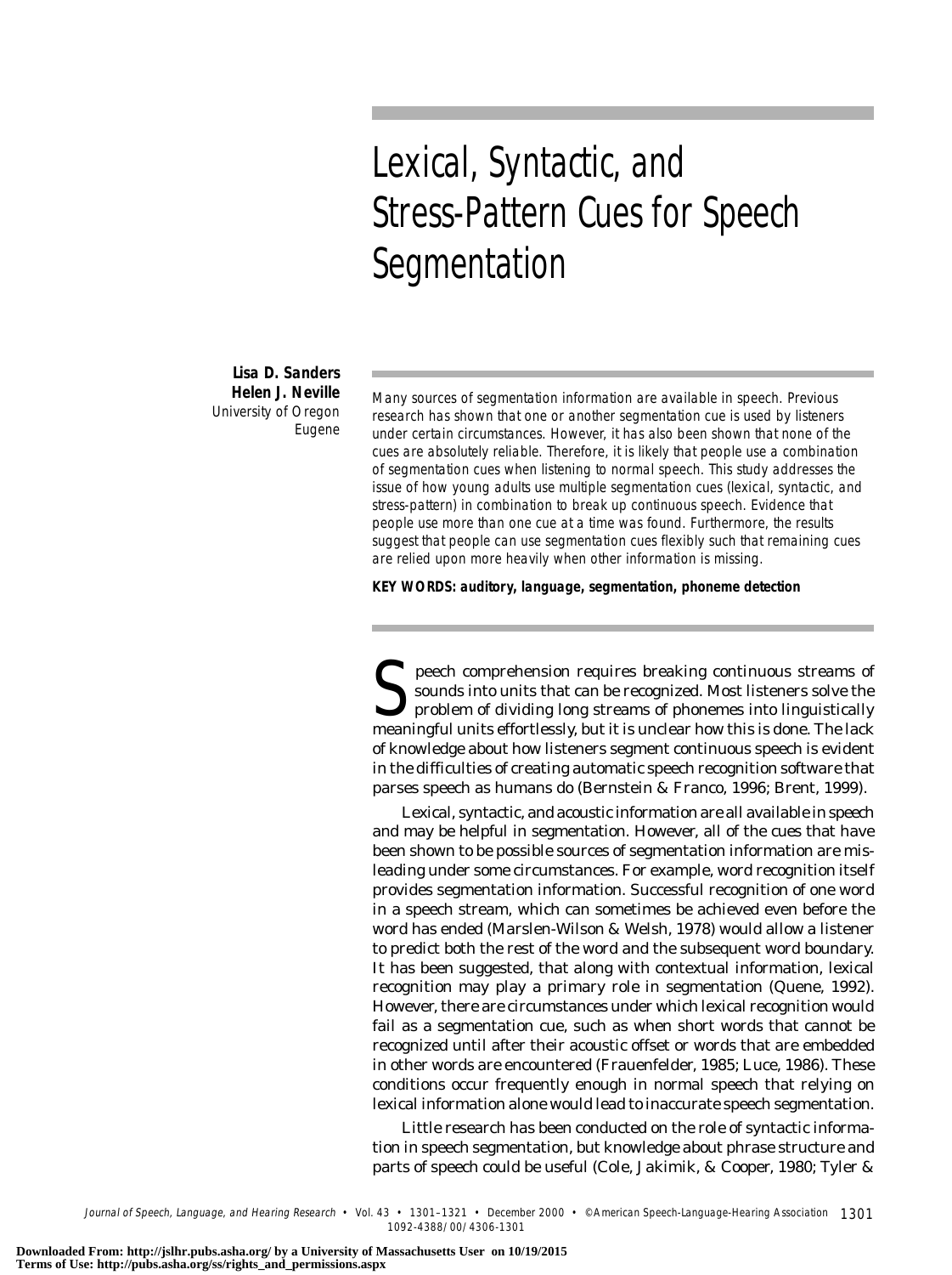# Lexical, Syntactic, and Stress-Pattern Cues for Speech Segmentation

**Lisa D. Sanders**
**Helen J. Neville**
University of Oregon
Eugene

*Many sources of segmentation information are available in speech. Previous research has shown that one or another segmentation cue is used by listeners under certain circumstances. However, it has also been shown that none of the cues are absolutely reliable. Therefore, it is likely that people use a combination of segmentation cues when listening to normal speech. This study addresses the issue of how young adults use multiple segmentation cues (lexical, syntactic, and stress-pattern) in combination to break up continuous speech. Evidence that people use more than one cue at a time was found. Furthermore, the results suggest that people can use segmentation cues flexibly such that remaining cues are relied upon more heavily when other information is missing.*

**KEY WORDS: auditory, language, segmentation, phoneme detection**

Speech comprehension requires breaking continuous streams of sounds into units that can be recognized. Most listeners solve the problem of dividing long streams of phonemes into linguistically meaningful units effortlessly, but it is unclear how this is done. The lack of knowledge about how listeners segment continuous speech is evident in the difficulties of creating automatic speech recognition software that parses speech as humans do (Bernstein & Franco, 1996; Brent, 1999).

Lexical, syntactic, and acoustic information are all available in speech and may be helpful in segmentation. However, all of the cues that have been shown to be possible sources of segmentation information are misleading under some circumstances. For example, word recognition itself provides segmentation information. Successful recognition of one word in a speech stream, which can sometimes be achieved even before the word has ended (Marslen-Wilson & Welsh, 1978) would allow a listener to predict both the rest of the word and the subsequent word boundary. It has been suggested, that along with contextual information, lexical recognition may play a primary role in segmentation (Quene, 1992). However, there are circumstances under which lexical recognition would fail as a segmentation cue, such as when short words that cannot be recognized until after their acoustic offset or words that are embedded in other words are encountered (Frauenfelder, 1985; Luce, 1986). These conditions occur frequently enough in normal speech that relying on lexical information alone would lead to inaccurate speech segmentation.

Little research has been conducted on the role of syntactic information in speech segmentation, but knowledge about phrase structure and parts of speech could be useful (Cole, Jakimik, & Cooper, 1980; Tyler &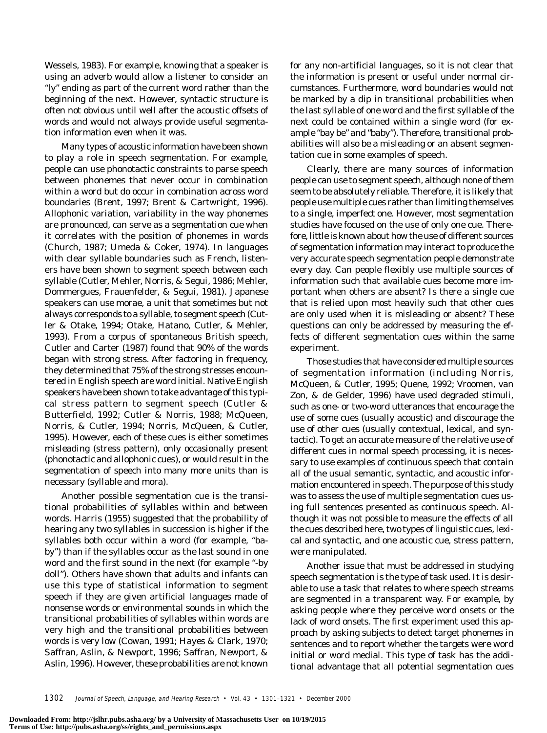Wessels, 1983). For example, knowing that a speaker is using an adverb would allow a listener to consider an "ly" ending as part of the current word rather than the beginning of the next. However, syntactic structure is often not obvious until well after the acoustic offsets of words and would not always provide useful segmentation information even when it was.

Many types of acoustic information have been shown to play a role in speech segmentation. For example, people can use phonotactic constraints to parse speech between phonemes that never occur in combination within a word but do occur in combination across word boundaries (Brent, 1997; Brent & Cartwright, 1996). Allophonic variation, variability in the way phonemes are pronounced, can serve as a segmentation cue when it correlates with the position of phonemes in words (Church, 1987; Umeda & Coker, 1974). In languages with clear syllable boundaries such as French, listeners have been shown to segment speech between each syllable (Cutler, Mehler, Norris, & Segui, 1986; Mehler, Dommergues, Frauenfelder, & Segui, 1981). Japanese speakers can use morae, a unit that sometimes but not always corresponds to a syllable, to segment speech (Cutler & Otake, 1994; Otake, Hatano, Cutler, & Mehler, 1993). From a corpus of spontaneous British speech, Cutler and Carter (1987) found that 90% of the words began with strong stress. After factoring in frequency, they determined that 75% of the strong stresses encountered in English speech are word initial. Native English speakers have been shown to take advantage of this typical stress pattern to segment speech (Cutler & Butterfield, 1992; Cutler & Norris, 1988; McQueen, Norris, & Cutler, 1994; Norris, McQueen, & Cutler, 1995). However, each of these cues is either sometimes misleading (stress pattern), only occasionally present (phonotactic and allophonic cues), or would result in the segmentation of speech into many more units than is necessary (syllable and mora).

Another possible segmentation cue is the transitional probabilities of syllables within and between words. Harris (1955) suggested that the probability of hearing any two syllables in succession is higher if the syllables both occur within a word (for example, "baby") than if the syllables occur as the last sound in one word and the first sound in the next (for example "-by doll"). Others have shown that adults and infants can use this type of statistical information to segment speech if they are given artificial languages made of nonsense words or environmental sounds in which the transitional probabilities of syllables within words are very high and the transitional probabilities between words is very low (Cowan, 1991; Hayes & Clark, 1970; Saffran, Aslin, & Newport, 1996; Saffran, Newport, & Aslin, 1996). However, these probabilities are not known for any non-artificial languages, so it is not clear that the information is present or useful under normal circumstances. Furthermore, word boundaries would not be marked by a dip in transitional probabilities when the last syllable of one word and the first syllable of the next could be contained within a single word (for example "bay be" and "baby"). Therefore, transitional probabilities will also be a misleading or an absent segmentation cue in some examples of speech.

Clearly, there are many sources of information people can use to segment speech, although none of them seem to be absolutely reliable. Therefore, it is likely that people use multiple cues rather than limiting themselves to a single, imperfect one. However, most segmentation studies have focused on the use of only one cue. Therefore, little is known about how the use of different sources of segmentation information may interact to produce the very accurate speech segmentation people demonstrate every day. Can people flexibly use multiple sources of information such that available cues become more important when others are absent? Is there a single cue that is relied upon most heavily such that other cues are only used when it is misleading or absent? These questions can only be addressed by measuring the effects of different segmentation cues within the same experiment.

Those studies that have considered multiple sources of segmentation information (including Norris, McQueen, & Cutler, 1995; Quene, 1992; Vroomen, van Zon, & de Gelder, 1996) have used degraded stimuli, such as one- or two-word utterances that encourage the use of some cues (usually acoustic) and discourage the use of other cues (usually contextual, lexical, and syntactic). To get an accurate measure of the relative use of different cues in normal speech processing, it is necessary to use examples of continuous speech that contain all of the usual semantic, syntactic, and acoustic information encountered in speech. The purpose of this study was to assess the use of multiple segmentation cues using full sentences presented as continuous speech. Although it was not possible to measure the effects of all the cues described here, two types of linguistic cues, lexical and syntactic, and one acoustic cue, stress pattern, were manipulated.

Another issue that must be addressed in studying speech segmentation is the type of task used. It is desirable to use a task that relates to where speech streams are segmented in a transparent way. For example, by asking people where they perceive word onsets or the lack of word onsets. The first experiment used this approach by asking subjects to detect target phonemes in sentences and to report whether the targets were word initial or word medial. This type of task has the additional advantage that all potential segmentation cues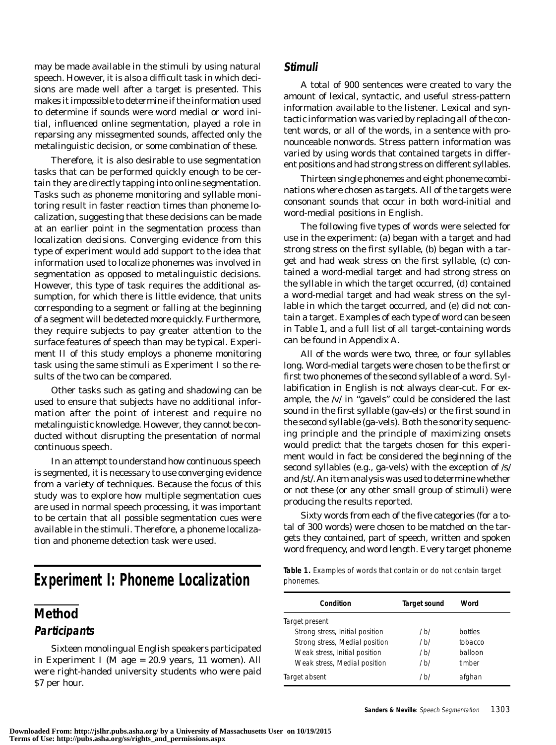may be made available in the stimuli by using natural speech. However, it is also a difficult task in which decisions are made well after a target is presented. This makes it impossible to determine if the information used to determine if sounds were word medial or word initial, influenced online segmentation, played a role in reparsing any missegmented sounds, affected only the metalinguistic decision, or some combination of these.

Therefore, it is also desirable to use segmentation tasks that can be performed quickly enough to be certain they are directly tapping into online segmentation. Tasks such as phoneme monitoring and syllable monitoring result in faster reaction times than phoneme localization, suggesting that these decisions can be made at an earlier point in the segmentation process than localization decisions. Converging evidence from this type of experiment would add support to the idea that information used to localize phonemes was involved in segmentation as opposed to metalinguistic decisions. However, this type of task requires the additional assumption, for which there is little evidence, that units corresponding to a segment or falling at the beginning of a segment will be detected more quickly. Furthermore, they require subjects to pay greater attention to the surface features of speech than may be typical. Experiment II of this study employs a phoneme monitoring task using the same stimuli as Experiment I so the results of the two can be compared.

Other tasks such as gating and shadowing can be used to ensure that subjects have no additional information after the point of interest and require no metalinguistic knowledge. However, they cannot be conducted without disrupting the presentation of normal continuous speech.

In an attempt to understand how continuous speech is segmented, it is necessary to use converging evidence from a variety of techniques. Because the focus of this study was to explore how multiple segmentation cues are used in normal speech processing, it was important to be certain that all possible segmentation cues were available in the stimuli. Therefore, a phoneme localization and phoneme detection task were used.

# Experiment I: Phoneme Localization

## Method

### Participants

Sixteen monolingual English speakers participated in Experiment I (*M* age = 20.9 years, 11 women). All were right-handed university students who were paid $7 per hour.

### Stimuli

A total of 900 sentences were created to vary the amount of lexical, syntactic, and useful stress-pattern information available to the listener. Lexical and syntactic information was varied by replacing all of the content words, or all of the words, in a sentence with pronounceable nonwords. Stress pattern information was varied by using words that contained targets in different positions and had strong stress on different syllables.

Thirteen single phonemes and eight phoneme combinations where chosen as targets. All of the targets were consonant sounds that occur in both word-initial and word-medial positions in English.

The following five types of words were selected for use in the experiment: (a) began with a target and had strong stress on the first syllable, (b) began with a target and had weak stress on the first syllable, (c) contained a word-medial target and had strong stress on the syllable in which the target occurred, (d) contained a word-medial target and had weak stress on the syllable in which the target occurred, and (e) did not contain a target. Examples of each type of word can be seen in Table 1, and a full list of all target-containing words can be found in Appendix A.

All of the words were two, three, or four syllables long. Word-medial targets were chosen to be the first or first two phonemes of the second syllable of a word. Syllabification in English is not always clear-cut. For example, the /v/ in "gavels" could be considered the last sound in the first syllable (gav-els) or the first sound in the second syllable (ga-vels). Both the sonority sequencing principle and the principle of maximizing onsets would predict that the targets chosen for this experiment would in fact be considered the beginning of the second syllables (e.g., ga-vels) with the exception of /s/ and /st/. An item analysis was used to determine whether or not these (or any other small group of stimuli) were producing the results reported.

Sixty words from each of the five categories (for a total of 300 words) were chosen to be matched on the targets they contained, part of speech, written and spoken word frequency, and word length. Every target phoneme

**Table 1.** Examples of words that contain or do not contain target phonemes.

| Condition | Target sound | Word |
|---|---|---|
| Target present | | |
| Strong stress, Initial position | /b/ | bottles |
| Strong stress, Medial position | /b/ | tobacco |
| Weak stress, Initial position | /b/ | balloon |
| Weak stress, Medial position | /b/ | timber |
| Target absent | /b/ | afghan |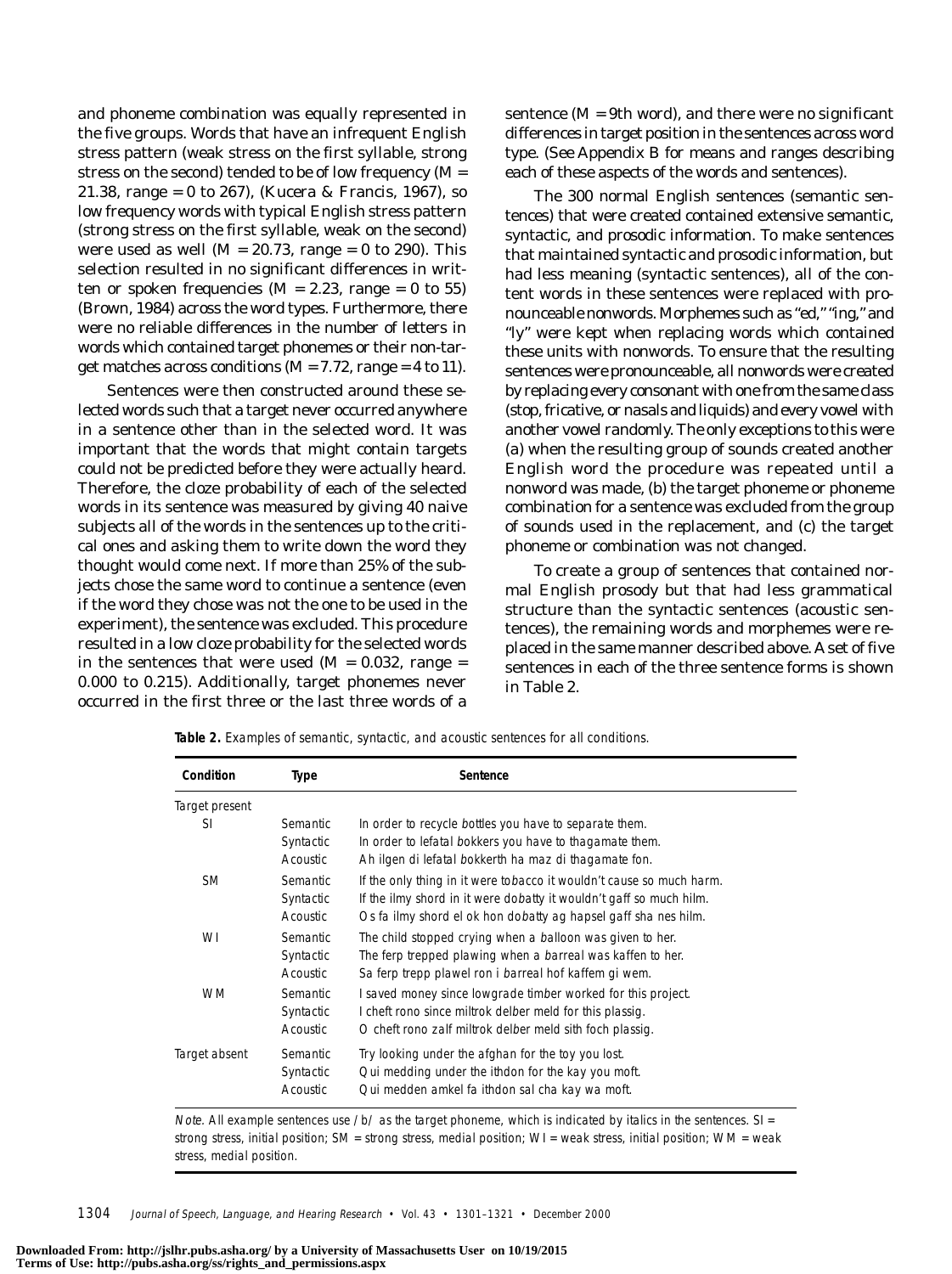and phoneme combination was equally represented in the five groups. Words that have an infrequent English stress pattern (weak stress on the first syllable, strong stress on the second) tended to be of low frequency ($M$ = 21.38, range = 0 to 267), (Kucera & Francis, 1967), so low frequency words with typical English stress pattern (strong stress on the first syllable, weak on the second) were used as well ($M$ = 20.73, range = 0 to 290). This selection resulted in no significant differences in written or spoken frequencies ($M$ = 2.23, range = 0 to 55) (Brown, 1984) across the word types. Furthermore, there were no reliable differences in the number of letters in words which contained target phonemes or their non-target matches across conditions ($M$ = 7.72, range = 4 to 11).

Sentences were then constructed around these selected words such that a target never occurred anywhere in a sentence other than in the selected word. It was important that the words that might contain targets could not be predicted before they were actually heard. Therefore, the cloze probability of each of the selected words in its sentence was measured by giving 40 naive subjects all of the words in the sentences up to the critical ones and asking them to write down the word they thought would come next. If more than 25% of the subjects chose the same word to continue a sentence (even if the word they chose was not the one to be used in the experiment), the sentence was excluded. This procedure resulted in a low cloze probability for the selected words in the sentences that were used ($M$ = 0.032, range = 0.000 to 0.215). Additionally, target phonemes never occurred in the first three or the last three words of a sentence ($M$ = 9th word), and there were no significant differences in target position in the sentences across word type. (See Appendix B for means and ranges describing each of these aspects of the words and sentences).

The 300 normal English sentences (semantic sentences) that were created contained extensive semantic, syntactic, and prosodic information. To make sentences that maintained syntactic and prosodic information, but had less meaning (syntactic sentences), all of the content words in these sentences were replaced with pronounceable nonwords. Morphemes such as "ed," "ing," and "ly" were kept when replacing words which contained these units with nonwords. To ensure that the resulting sentences were pronounceable, all nonwords were created by replacing every consonant with one from the same class (stop, fricative, or nasals and liquids) and every vowel with another vowel randomly. The only exceptions to this were (a) when the resulting group of sounds created another English word the procedure was repeated until a nonword was made, (b) the target phoneme or phoneme combination for a sentence was excluded from the group of sounds used in the replacement, and (c) the target phoneme or combination was not changed.

To create a group of sentences that contained normal English prosody but that had less grammatical structure than the syntactic sentences (acoustic sentences), the remaining words and morphemes were replaced in the same manner described above. A set of five sentences in each of the three sentence forms is shown in Table 2.

**Table 2.** Examples of semantic, syntactic, and acoustic sentences for all conditions.

| Condition | Type | Sentence |
|---|---|---|
| Target present | | |
| SI | Semantic | In order to recycle *b*ottles you have to separate them. |
| | Syntactic | In order to lefatal *b*okkers you have to thagamate them. |
| | Acoustic | Ah ilgen di lefatal *b*okkerth ha maz di thagamate fon. |
| SM | Semantic | If the only thing in it were to*b*acco it wouldn't cause so much harm. |
| | Syntactic | If the ilmy shord in it were do*b*atty it wouldn't gaff so much hilm. |
| | Acoustic | Os fa ilmy shord el ok hon do*b*atty ag hapsel gaff sha nes hilm. |
| WI | Semantic | The child stopped crying when a *b*alloon was given to her. |
| | Syntactic | The ferp trepped plawing when a *b*arreal was kaffen to her. |
| | Acoustic | Sa ferp trepp plawel ron i *b*arreal hof kaffem gi wem. |
| WM | Semantic | I saved money since lowgrade tim*b*er worked for this project. |
| | Syntactic | I cheft rono since miltrok del*b*er meld for this plassig. |
| | Acoustic | O cheft rono zalf miltrok del*b*er meld sith foch plassig. |
| Target absent | Semantic | Try looking under the afghan for the toy you lost. |
| | Syntactic | Qui medding under the ithdon for the kay you moft. |
| | Acoustic | Qui medden amkel fa ithdon sal cha kay wa moft. |

*Note.* All example sentences use /b/ as the target phoneme, which is indicated by italics in the sentences. SI = strong stress, initial position; SM = strong stress, medial position; WI = weak stress, initial position; WM = weak stress, medial position.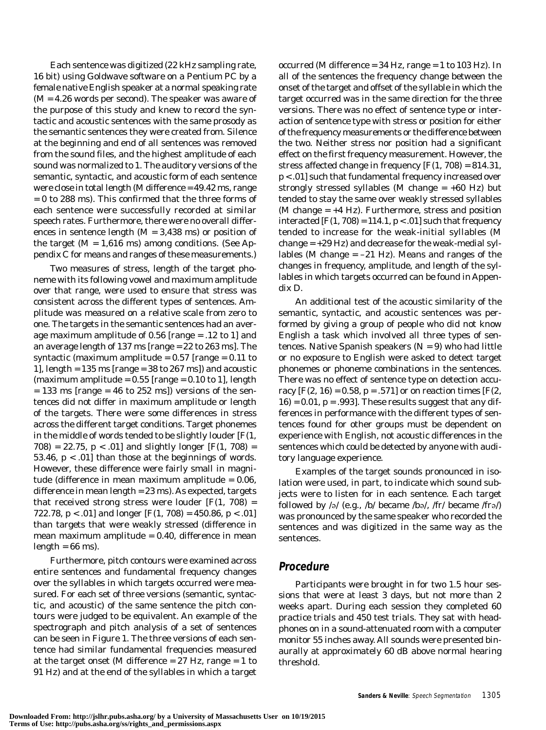Each sentence was digitized (22 kHz sampling rate, 16 bit) using Goldwave software on a Pentium PC by a female native English speaker at a normal speaking rate ($M$ = 4.26 words per second). The speaker was aware of the purpose of this study and knew to record the syntactic and acoustic sentences with the same prosody as the semantic sentences they were created from. Silence at the beginning and end of all sentences was removed from the sound files, and the highest amplitude of each sound was normalized to 1. The auditory versions of the semantic, syntactic, and acoustic form of each sentence were close in total length ($M$ difference = 49.42 ms, range = 0 to 288 ms). This confirmed that the three forms of each sentence were successfully recorded at similar speech rates. Furthermore, there were no overall differences in sentence length ($M$ = 3,438 ms) or position of the target ($M$ = 1,616 ms) among conditions. (See Appendix C for means and ranges of these measurements.)

Two measures of stress, length of the target phoneme with its following vowel and maximum amplitude over that range, were used to ensure that stress was consistent across the different types of sentences. Amplitude was measured on a relative scale from zero to one. The targets in the semantic sentences had an average maximum amplitude of 0.56 [range = .12 to 1] and an average length of 137 ms [range = 22 to 263 ms]. The syntactic (maximum amplitude = 0.57 [range = 0.11 to 1], length = 135 ms [range = 38 to 267 ms]) and acoustic (maximum amplitude = 0.55 [range = 0.10 to 1], length = 133 ms [range = 46 to 252 ms]) versions of the sentences did not differ in maximum amplitude or length of the targets. There were some differences in stress across the different target conditions. Target phonemes in the middle of words tended to be slightly louder [$F(1, 708) = 22.75$, $p < .01$] and slightly longer [$F(1, 708) = 53.46$, $p < .01$] than those at the beginnings of words. However, these difference were fairly small in magnitude (difference in mean maximum amplitude = 0.06, difference in mean length = 23 ms). As expected, targets that received strong stress were louder [$F(1, 708) = 722.78$, $p < .01$] and longer [$F(1, 708) = 450.86$, $p < .01$] than targets that were weakly stressed (difference in mean maximum amplitude = 0.40, difference in mean length = 66 ms).

Furthermore, pitch contours were examined across entire sentences and fundamental frequency changes over the syllables in which targets occurred were measured. For each set of three versions (semantic, syntactic, and acoustic) of the same sentence the pitch contours were judged to be equivalent. An example of the spectrograph and pitch analysis of a set of sentences can be seen in Figure 1. The three versions of each sentence had similar fundamental frequencies measured at the target onset ($M$ difference = 27 Hz, range = 1 to 91 Hz) and at the end of the syllables in which a target occurred ($M$ difference = 34 Hz, range = 1 to 103 Hz). In all of the sentences the frequency change between the onset of the target and offset of the syllable in which the target occurred was in the same direction for the three versions. There was no effect of sentence type or interaction of sentence type with stress or position for either of the frequency measurements or the difference between the two. Neither stress nor position had a significant effect on the first frequency measurement. However, the stress affected change in frequency [$F(1, 708) = 814.31$, $p < .01$] such that fundamental frequency increased over strongly stressed syllables ($M$ change = +60 Hz) but tended to stay the same over weakly stressed syllables ($M$ change = +4 Hz). Furthermore, stress and position interacted [$F(1, 708) = 114.1$, $p < .01$] such that frequency tended to increase for the weak-initial syllables ($M$ change = +29 Hz) and decrease for the weak-medial syllables ($M$ change = –21 Hz). Means and ranges of the changes in frequency, amplitude, and length of the syllables in which targets occurred can be found in Appendix D.

An additional test of the acoustic similarity of the semantic, syntactic, and acoustic sentences was performed by giving a group of people who did not know English a task which involved all three types of sentences. Native Spanish speakers ($N$ = 9) who had little or no exposure to English were asked to detect target phonemes or phoneme combinations in the sentences. There was no effect of sentence type on detection accuracy [$F(2, 16) = 0.58$, $p = .571$] or on reaction times [$F(2, 16) = 0.01$, $p = .993$]. These results suggest that any differences in performance with the different types of sentences found for other groups must be dependent on experience with English, not acoustic differences in the sentences which could be detected by anyone with auditory language experience.

Examples of the target sounds pronounced in isolation were used, in part, to indicate which sound subjects were to listen for in each sentence. Each target followed by /ə/ (e.g., /b/ became /bə/, /fr/ became /frə/) was pronounced by the same speaker who recorded the sentences and was digitized in the same way as the sentences.

## Procedure

Participants were brought in for two 1.5 hour sessions that were at least 3 days, but not more than 2 weeks apart. During each session they completed 60 practice trials and 450 test trials. They sat with headphones on in a sound-attenuated room with a computer monitor 55 inches away. All sounds were presented binaurally at approximately 60 dB above normal hearing threshold.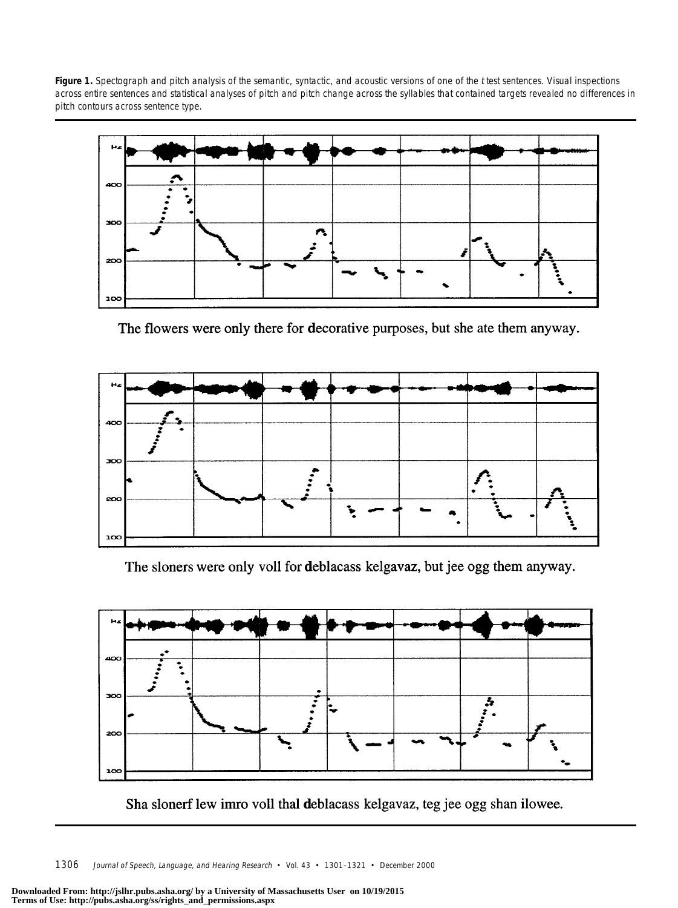**Figure 1.** Spectograph and pitch analysis of the semantic, syntactic, and acoustic versions of one of the *t* test sentences. Visual inspections across entire sentences and statistical analyses of pitch and pitch change across the syllables that contained targets revealed no differences in pitch contours across sentence type.

The flowers were only there for **d**ecorative purposes, but she ate them anyway.

The sloners were only voll for **d**eblacass kelgavaz, but jee ogg them anyway.

Sha slonerf lew imro voll thal **d**eblacass kelgavaz, teg jee ogg shan ilowee.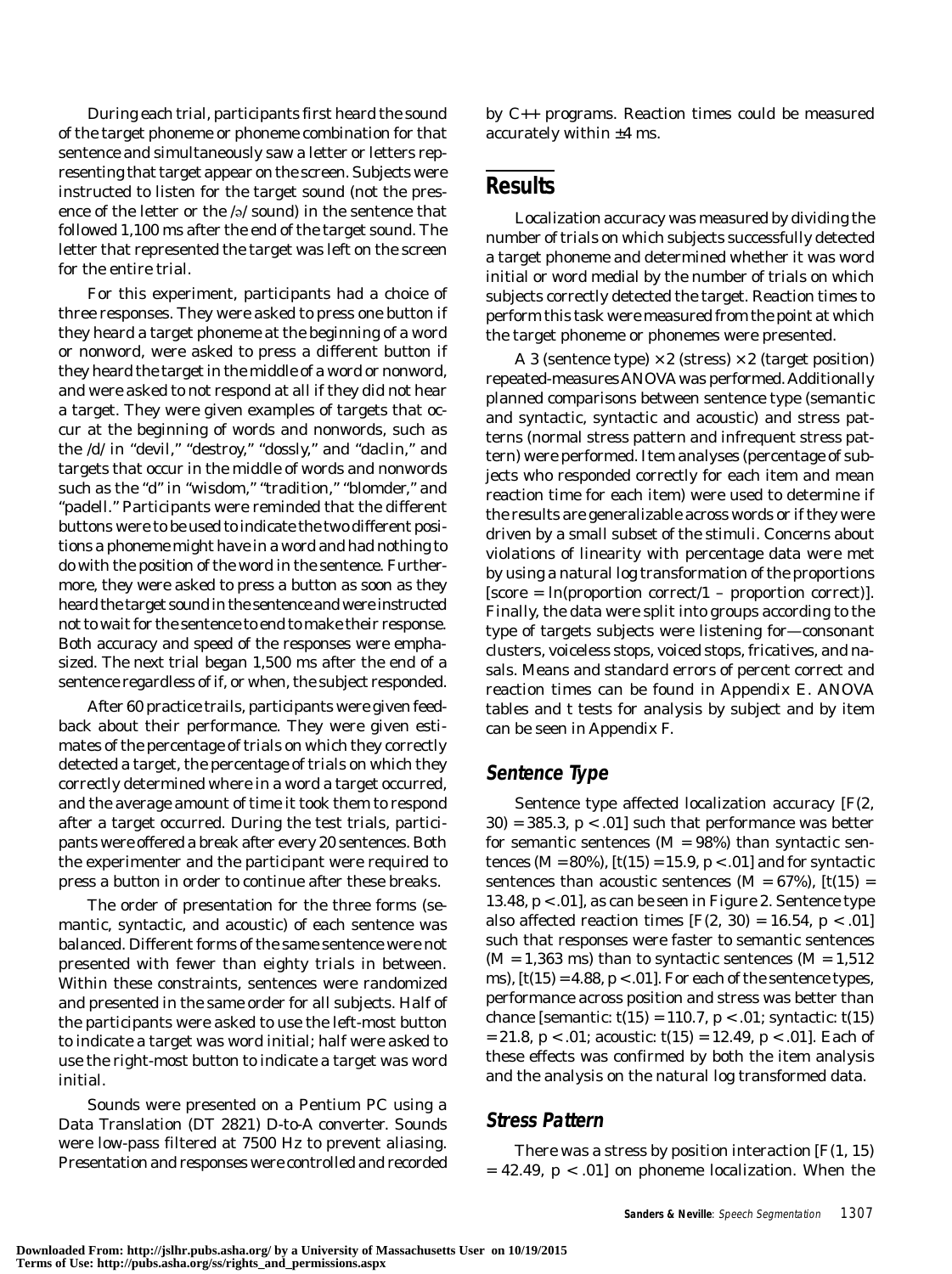During each trial, participants first heard the sound of the target phoneme or phoneme combination for that sentence and simultaneously saw a letter or letters representing that target appear on the screen. Subjects were instructed to listen for the target sound (not the presence of the letter or the /ə/ sound) in the sentence that followed 1,100 ms after the end of the target sound. The letter that represented the target was left on the screen for the entire trial.

For this experiment, participants had a choice of three responses. They were asked to press one button if they heard a target phoneme at the beginning of a word or nonword, were asked to press a different button if they heard the target in the middle of a word or nonword, and were asked to not respond at all if they did not hear a target. They were given examples of targets that occur at the beginning of words and nonwords, such as the /d/ in "devil," "destroy," "dossly," and "daclin," and targets that occur in the middle of words and nonwords such as the "d" in "wisdom," "tradition," "blomder," and "padell." Participants were reminded that the different buttons were to be used to indicate the two different positions a phoneme might have in a word and had nothing to do with the position of the word in the sentence. Furthermore, they were asked to press a button as soon as they heard the target sound in the sentence and were instructed not to wait for the sentence to end to make their response. Both accuracy and speed of the responses were emphasized. The next trial began 1,500 ms after the end of a sentence regardless of if, or when, the subject responded.

After 60 practice trails, participants were given feedback about their performance. They were given estimates of the percentage of trials on which they correctly detected a target, the percentage of trials on which they correctly determined where in a word a target occurred, and the average amount of time it took them to respond after a target occurred. During the test trials, participants were offered a break after every 20 sentences. Both the experimenter and the participant were required to press a button in order to continue after these breaks.

The order of presentation for the three forms (semantic, syntactic, and acoustic) of each sentence was balanced. Different forms of the same sentence were not presented with fewer than eighty trials in between. Within these constraints, sentences were randomized and presented in the same order for all subjects. Half of the participants were asked to use the left-most button to indicate a target was word initial; half were asked to use the right-most button to indicate a target was word initial.

Sounds were presented on a Pentium PC using a Data Translation (DT 2821) D-to-A converter. Sounds were low-pass filtered at 7500 Hz to prevent aliasing. Presentation and responses were controlled and recorded by C++ programs. Reaction times could be measured accurately within ±4 ms.

## Results

Localization accuracy was measured by dividing the number of trials on which subjects successfully detected a target phoneme and determined whether it was word initial or word medial by the number of trials on which subjects correctly detected the target. Reaction times to perform this task were measured from the point at which the target phoneme or phonemes were presented.

A 3 (sentence type) × 2 (stress) × 2 (target position) repeated-measures ANOVA was performed. Additionally planned comparisons between sentence type (semantic and syntactic, syntactic and acoustic) and stress patterns (normal stress pattern and infrequent stress pattern) were performed. Item analyses (percentage of subjects who responded correctly for each item and mean reaction time for each item) were used to determine if the results are generalizable across words or if they were driven by a small subset of the stimuli. Concerns about violations of linearity with percentage data were met by using a natural log transformation of the proportions [score = ln(proportion correct/1 – proportion correct)]. Finally, the data were split into groups according to the type of targets subjects were listening for—consonant clusters, voiceless stops, voiced stops, fricatives, and nasals. Means and standard errors of percent correct and reaction times can be found in Appendix E. ANOVA tables and t tests for analysis by subject and by item can be seen in Appendix F.

### Sentence Type

Sentence type affected localization accuracy [$F(2, 30) = 385.3$, $p < .01$] such that performance was better for semantic sentences ($M = 98\%$) than syntactic sentences ($M = 80\%$), [$t(15) = 15.9$, $p < .01$] and for syntactic sentences than acoustic sentences ($M = 67\%$), [$t(15) = 13.48$, $p < .01$], as can be seen in Figure 2. Sentence type also affected reaction times [$F(2, 30) = 16.54$, $p < .01$] such that responses were faster to semantic sentences ($M = 1{,}363$ ms) than to syntactic sentences ($M = 1{,}512$ ms), [$t(15) = 4.88$, $p < .01$]. For each of the sentence types, performance across position and stress was better than chance [semantic: $t(15) = 110.7$, $p < .01$; syntactic: $t(15) = 21.8$, $p < .01$; acoustic: $t(15) = 12.49$, $p < .01$]. Each of these effects was confirmed by both the item analysis and the analysis on the natural log transformed data.

### Stress Pattern

There was a stress by position interaction [$F(1, 15) = 42.49$, $p < .01$] on phoneme localization. When the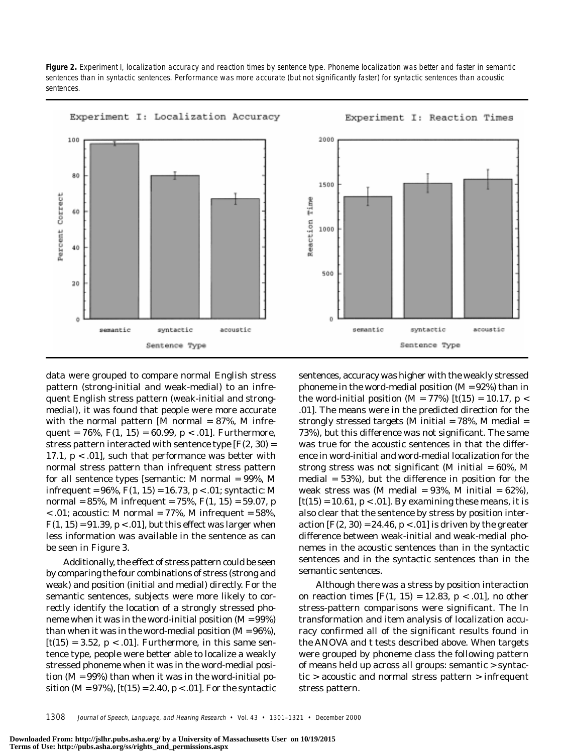**Figure 2.** Experiment I, localization accuracy and reaction times by sentence type. Phoneme localization was better and faster in semantic sentences than in syntactic sentences. Performance was more accurate (but not significantly faster) for syntactic sentences than acoustic sentences.

data were grouped to compare normal English stress pattern (strong-initial and weak-medial) to an infrequent English stress pattern (weak-initial and strong-medial), it was found that people were more accurate with the normal pattern [*M* normal = 87%, *M* infrequent = 76%, $F(1, 15) = 60.99$, $p < .01$]. Furthermore, stress pattern interacted with sentence type [$F(2, 30) = 17.1$, $p < .01$], such that performance was better with normal stress pattern than infrequent stress pattern for all sentence types [semantic: *M* normal = 99%, *M* infrequent = 96%, $F(1, 15) = 16.73$, $p < .01$; syntactic: *M* normal = 85%, *M* infrequent = 75%, $F(1, 15) = 59.07$, $p < .01$; acoustic: *M* normal = 77%, *M* infrequent = 58%, $F(1, 15) = 91.39$, $p < .01$], but this effect was larger when less information was available in the sentence as can be seen in Figure 3.

Additionally, the effect of stress pattern could be seen by comparing the four combinations of stress (strong and weak) and position (initial and medial) directly. For the semantic sentences, subjects were more likely to correctly identify the location of a strongly stressed phoneme when it was in the word-initial position (*M* = 99%) than when it was in the word-medial position (*M* = 96%), [$t(15) = 3.52$, $p < .01$]. Furthermore, in this same sentence type, people were better able to localize a weakly stressed phoneme when it was in the word-medial position (*M* = 99%) than when it was in the word-initial position (*M* = 97%), [$t(15) = 2.40$, $p < .01$]. For the syntactic sentences, accuracy was higher with the weakly stressed phoneme in the word-medial position (*M* = 92%) than in the word-initial position (*M* = 77%) [$t(15) = 10.17$, $p < .01$]. The means were in the predicted direction for the strongly stressed targets (*M* initial = 78%, *M* medial = 73%), but this difference was not significant. The same was true for the acoustic sentences in that the difference in word-initial and word-medial localization for the strong stress was not significant (*M* initial = 60%, *M* medial = 53%), but the difference in position for the weak stress was (*M* medial = 93%, *M* initial = 62%), [$t(15) = 10.61$, $p < .01$]. By examining these means, it is also clear that the sentence by stress by position interaction [$F(2, 30) = 24.46$, $p < .01$] is driven by the greater difference between weak-initial and weak-medial phonemes in the acoustic sentences than in the syntactic sentences and in the syntactic sentences than in the semantic sentences.

Although there was a stress by position interaction on reaction times [$F(1, 15) = 12.83$, $p < .01$], no other stress-pattern comparisons were significant. The ln transformation and item analysis of localization accuracy confirmed all of the significant results found in the ANOVA and *t* tests described above. When targets were grouped by phoneme class the following pattern of means held up across all groups: semantic > syntactic > acoustic and normal stress pattern > infrequent stress pattern.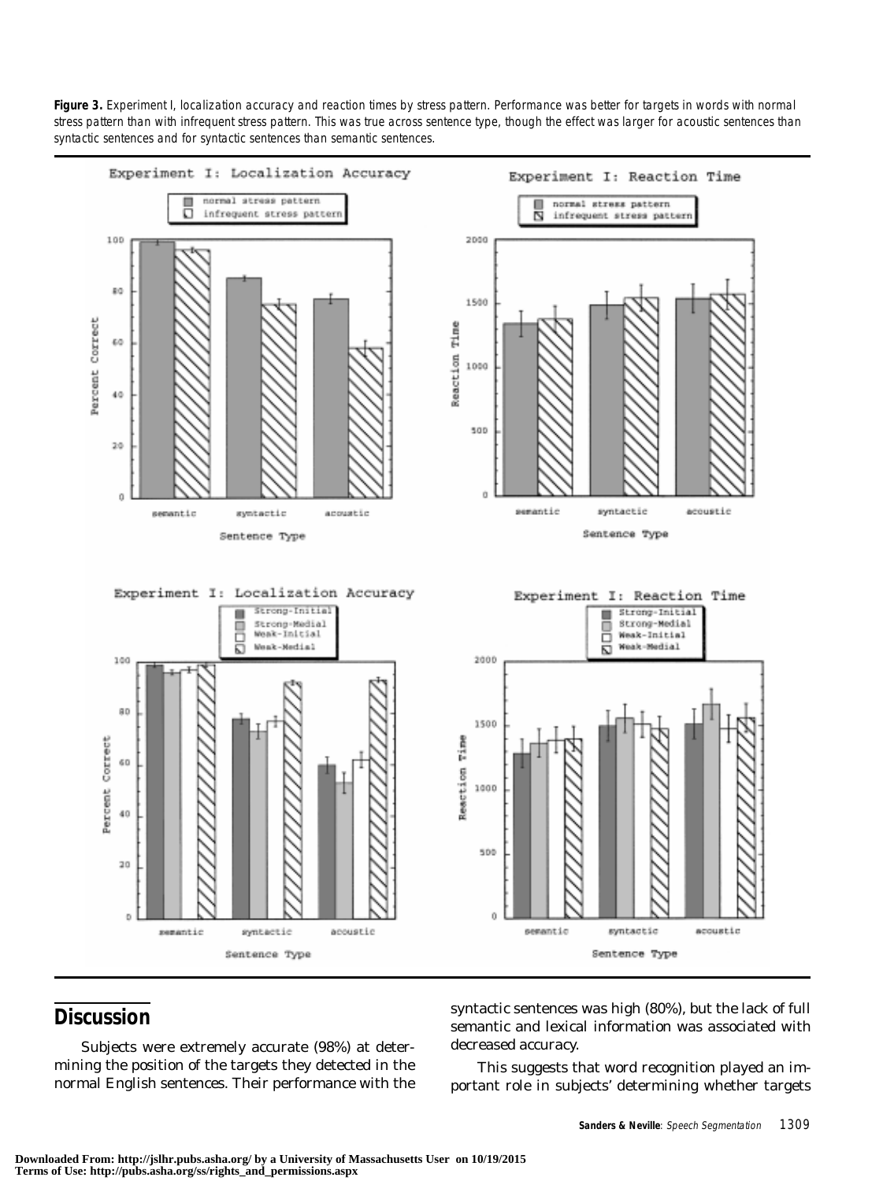**Figure 3.** Experiment I, localization accuracy and reaction times by stress pattern. Performance was better for targets in words with normal stress pattern than with infrequent stress pattern. This was true across sentence type, though the effect was larger for acoustic sentences than syntactic sentences and for syntactic sentences than semantic sentences.

## Discussion

Subjects were extremely accurate (98%) at determining the position of the targets they detected in the normal English sentences. Their performance with the syntactic sentences was high (80%), but the lack of full semantic and lexical information was associated with decreased accuracy.

This suggests that word recognition played an important role in subjects' determining whether targets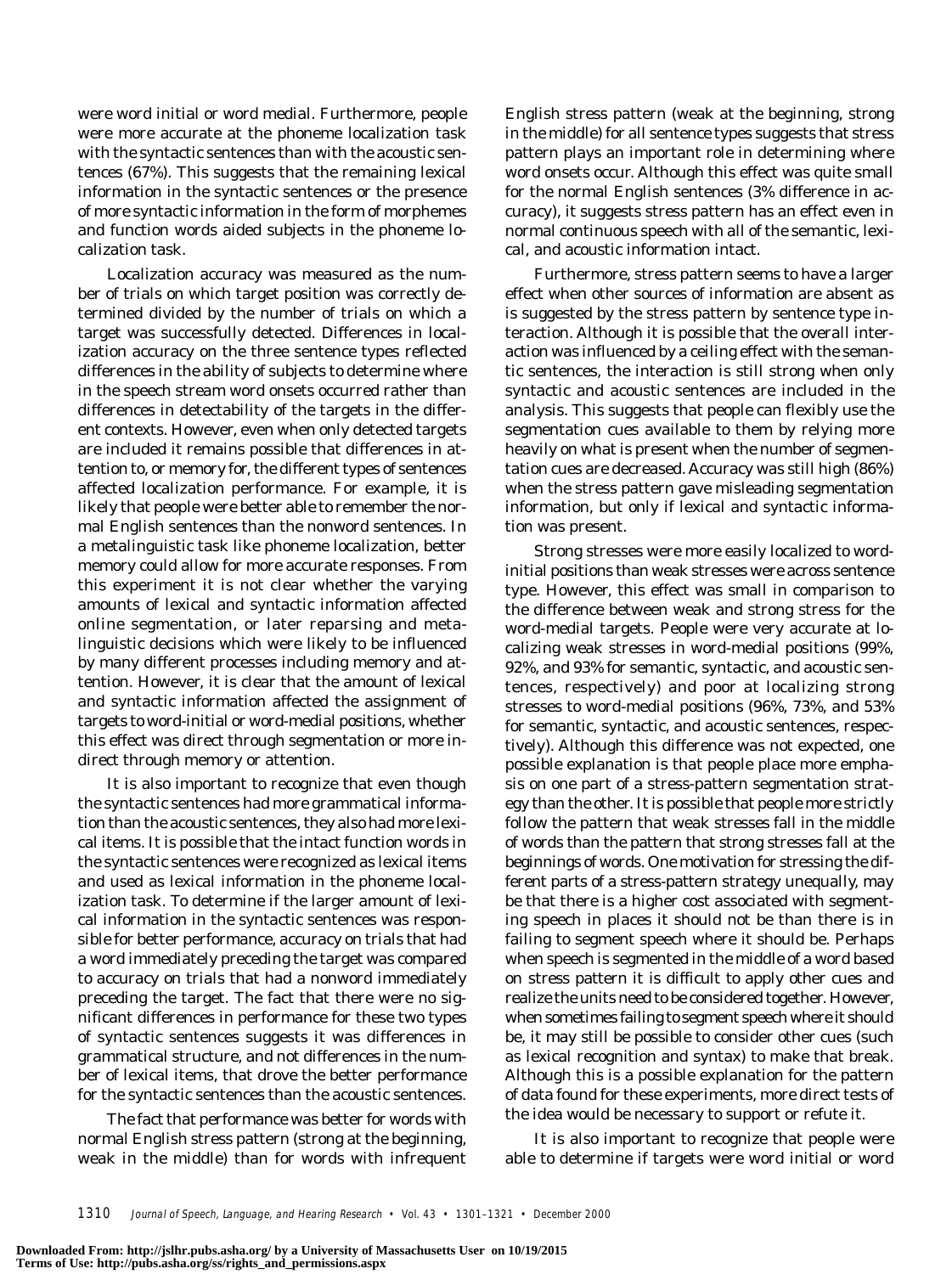were word initial or word medial. Furthermore, people were more accurate at the phoneme localization task with the syntactic sentences than with the acoustic sentences (67%). This suggests that the remaining lexical information in the syntactic sentences or the presence of more syntactic information in the form of morphemes and function words aided subjects in the phoneme localization task.

Localization accuracy was measured as the number of trials on which target position was correctly determined divided by the number of trials on which a target was successfully detected. Differences in localization accuracy on the three sentence types reflected differences in the ability of subjects to determine where in the speech stream word onsets occurred rather than differences in detectability of the targets in the different contexts. However, even when only detected targets are included it remains possible that differences in attention to, or memory for, the different types of sentences affected localization performance. For example, it is likely that people were better able to remember the normal English sentences than the nonword sentences. In a metalinguistic task like phoneme localization, better memory could allow for more accurate responses. From this experiment it is not clear whether the varying amounts of lexical and syntactic information affected online segmentation, or later reparsing and metalinguistic decisions which were likely to be influenced by many different processes including memory and attention. However, it is clear that the amount of lexical and syntactic information affected the assignment of targets to word-initial or word-medial positions, whether this effect was direct through segmentation or more indirect through memory or attention.

It is also important to recognize that even though the syntactic sentences had more grammatical information than the acoustic sentences, they also had more lexical items. It is possible that the intact function words in the syntactic sentences were recognized as lexical items and used as lexical information in the phoneme localization task. To determine if the larger amount of lexical information in the syntactic sentences was responsible for better performance, accuracy on trials that had a word immediately preceding the target was compared to accuracy on trials that had a nonword immediately preceding the target. The fact that there were no significant differences in performance for these two types of syntactic sentences suggests it was differences in grammatical structure, and not differences in the number of lexical items, that drove the better performance for the syntactic sentences than the acoustic sentences.

The fact that performance was better for words with normal English stress pattern (strong at the beginning, weak in the middle) than for words with infrequent English stress pattern (weak at the beginning, strong in the middle) for all sentence types suggests that stress pattern plays an important role in determining where word onsets occur. Although this effect was quite small for the normal English sentences (3% difference in accuracy), it suggests stress pattern has an effect even in normal continuous speech with all of the semantic, lexical, and acoustic information intact.

Furthermore, stress pattern seems to have a larger effect when other sources of information are absent as is suggested by the stress pattern by sentence type interaction. Although it is possible that the overall interaction was influenced by a ceiling effect with the semantic sentences, the interaction is still strong when only syntactic and acoustic sentences are included in the analysis. This suggests that people can flexibly use the segmentation cues available to them by relying more heavily on what is present when the number of segmentation cues are decreased. Accuracy was still high (86%) when the stress pattern gave misleading segmentation information, but only if lexical and syntactic information was present.

Strong stresses were more easily localized to word-initial positions than weak stresses were across sentence type. However, this effect was small in comparison to the difference between weak and strong stress for the word-medial targets. People were very accurate at localizing weak stresses in word-medial positions (99%, 92%, and 93% for semantic, syntactic, and acoustic sentences, respectively) and poor at localizing strong stresses to word-medial positions (96%, 73%, and 53% for semantic, syntactic, and acoustic sentences, respectively). Although this difference was not expected, one possible explanation is that people place more emphasis on one part of a stress-pattern segmentation strategy than the other. It is possible that people more strictly follow the pattern that weak stresses fall in the middle of words than the pattern that strong stresses fall at the beginnings of words. One motivation for stressing the different parts of a stress-pattern strategy unequally, may be that there is a higher cost associated with segmenting speech in places it should not be than there is in failing to segment speech where it should be. Perhaps when speech is segmented in the middle of a word based on stress pattern it is difficult to apply other cues and realize the units need to be considered together. However, when sometimes failing to segment speech where it should be, it may still be possible to consider other cues (such as lexical recognition and syntax) to make that break. Although this is a possible explanation for the pattern of data found for these experiments, more direct tests of the idea would be necessary to support or refute it.

It is also important to recognize that people were able to determine if targets were word initial or word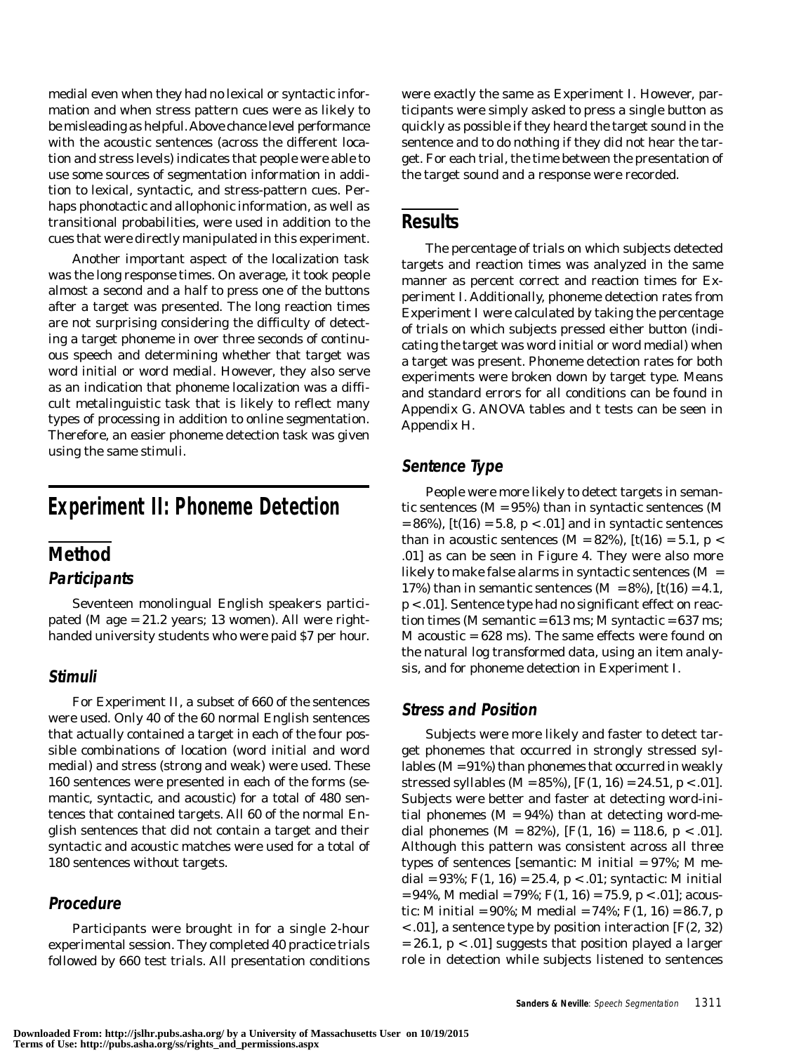medial even when they had no lexical or syntactic information and when stress pattern cues were as likely to be misleading as helpful. Above chance level performance with the acoustic sentences (across the different location and stress levels) indicates that people were able to use some sources of segmentation information in addition to lexical, syntactic, and stress-pattern cues. Perhaps phonotactic and allophonic information, as well as transitional probabilities, were used in addition to the cues that were directly manipulated in this experiment.

Another important aspect of the localization task was the long response times. On average, it took people almost a second and a half to press one of the buttons after a target was presented. The long reaction times are not surprising considering the difficulty of detecting a target phoneme in over three seconds of continuous speech and determining whether that target was word initial or word medial. However, they also serve as an indication that phoneme localization was a difficult metalinguistic task that is likely to reflect many types of processing in addition to online segmentation. Therefore, an easier phoneme detection task was given using the same stimuli.

# Experiment II: Phoneme Detection

## Method

### Participants

Seventeen monolingual English speakers participated (*M* age = 21.2 years; 13 women). All were right-handed university students who were paid $7 per hour.

### Stimuli

For Experiment II, a subset of 660 of the sentences were used. Only 40 of the 60 normal English sentences that actually contained a target in each of the four possible combinations of location (word initial and word medial) and stress (strong and weak) were used. These 160 sentences were presented in each of the forms (semantic, syntactic, and acoustic) for a total of 480 sentences that contained targets. All 60 of the normal English sentences that did not contain a target and their syntactic and acoustic matches were used for a total of 180 sentences without targets.

### Procedure

Participants were brought in for a single 2-hour experimental session. They completed 40 practice trials followed by 660 test trials. All presentation conditions were exactly the same as Experiment I. However, participants were simply asked to press a single button as quickly as possible if they heard the target sound in the sentence and to do nothing if they did not hear the target. For each trial, the time between the presentation of the target sound and a response were recorded.

## Results

The percentage of trials on which subjects detected targets and reaction times was analyzed in the same manner as percent correct and reaction times for Experiment I. Additionally, phoneme detection rates from Experiment I were calculated by taking the percentage of trials on which subjects pressed either button (indicating the target was word initial or word medial) when a target was present. Phoneme detection rates for both experiments were broken down by target type. Means and standard errors for all conditions can be found in Appendix G. ANOVA tables and *t* tests can be seen in Appendix H.

### Sentence Type

People were more likely to detect targets in semantic sentences ($M = 95\%$) than in syntactic sentences ($M = 86\%$), [$t(16) = 5.8$, $p < .01$] and in syntactic sentences than in acoustic sentences ($M = 82\%$), [$t(16) = 5.1$, $p < .01$] as can be seen in Figure 4. They were also more likely to make false alarms in syntactic sentences ($M = 17\%$) than in semantic sentences ($M = 8\%$), [$t(16) = 4.1$, $p < .01$]. Sentence type had no significant effect on reaction times (*M* semantic = 613 ms; *M* syntactic = 637 ms; *M* acoustic = 628 ms). The same effects were found on the natural log transformed data, using an item analysis, and for phoneme detection in Experiment I.

### Stress and Position

Subjects were more likely and faster to detect target phonemes that occurred in strongly stressed syllables ($M = 91\%$) than phonemes that occurred in weakly stressed syllables ($M = 85\%$), [$F(1, 16) = 24.51$, $p < .01$]. Subjects were better and faster at detecting word-initial phonemes ($M = 94\%$) than at detecting word-medial phonemes ($M = 82\%$), [$F(1, 16) = 118.6$, $p < .01$]. Although this pattern was consistent across all three types of sentences [semantic: *M* initial = 97%; *M* medial = 93%; $F(1, 16) = 25.4$, $p < .01$; syntactic: *M* initial = 94%, *M* medial = 79%; $F(1, 16) = 75.9$, $p < .01$]; acoustic: *M* initial = 90%; *M* medial = 74%; $F(1, 16) = 86.7$, $p < .01$], a sentence type by position interaction [$F(2, 32) = 26.1$, $p < .01$] suggests that position played a larger role in detection while subjects listened to sentences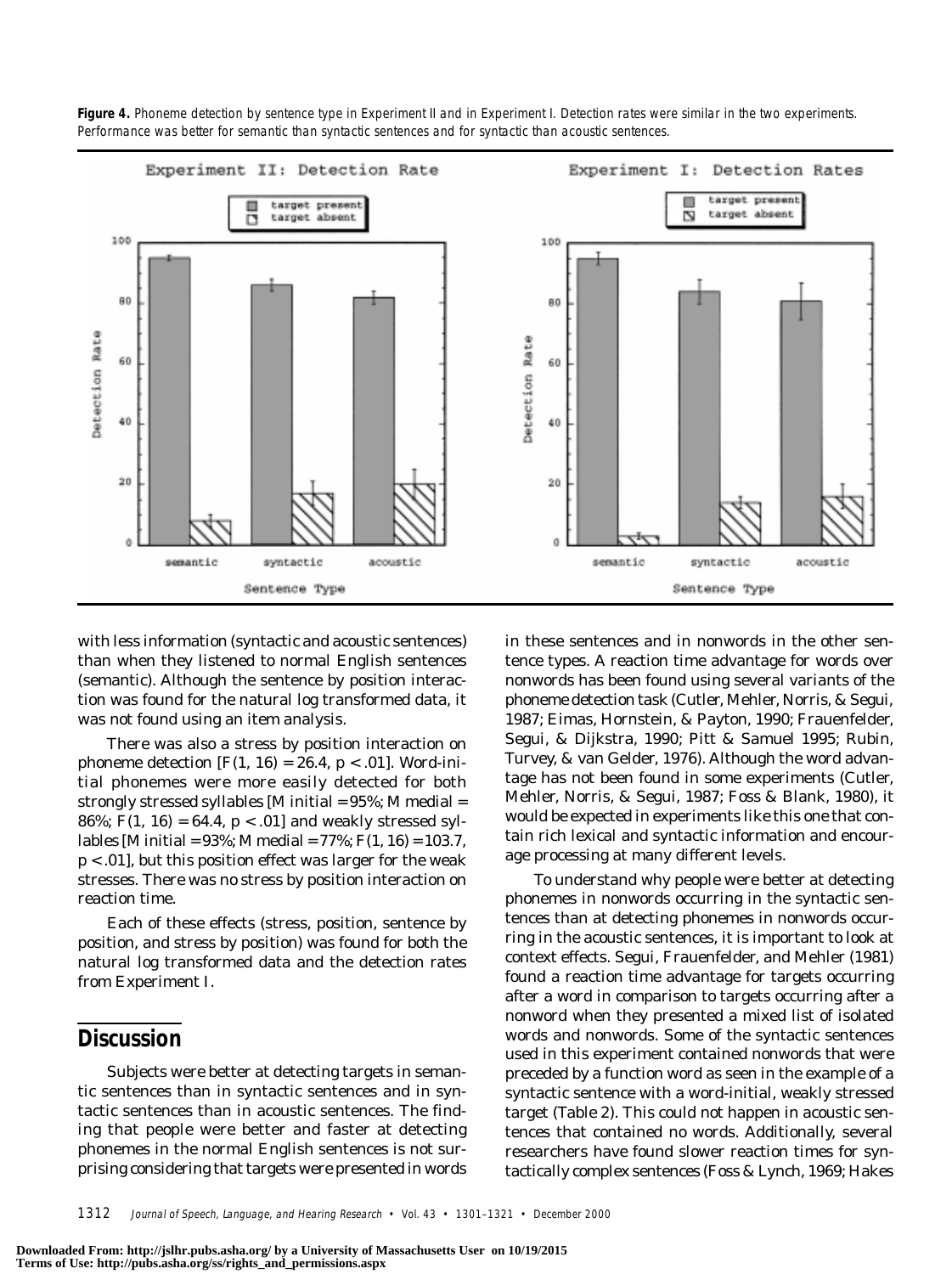**Figure 4.** Phoneme detection by sentence type in Experiment II and in Experiment I. Detection rates were similar in the two experiments. Performance was better for semantic than syntactic sentences and for syntactic than acoustic sentences.

with less information (syntactic and acoustic sentences) than when they listened to normal English sentences (semantic). Although the sentence by position interaction was found for the natural log transformed data, it was not found using an item analysis.

There was also a stress by position interaction on phoneme detection [$F(1, 16) = 26.4$, $p < .01$]. Word-initial phonemes were more easily detected for both strongly stressed syllables [$M$ initial = 95%; $M$ medial = 86%; $F(1, 16) = 64.4$, $p < .01$] and weakly stressed syllables [$M$ initial = 93%; $M$ medial = 77%; $F(1, 16) = 103.7$, $p < .01$], but this position effect was larger for the weak stresses. There was no stress by position interaction on reaction time.

Each of these effects (stress, position, sentence by position, and stress by position) was found for both the natural log transformed data and the detection rates from Experiment I.

## Discussion

Subjects were better at detecting targets in semantic sentences than in syntactic sentences and in syntactic sentences than in acoustic sentences. The finding that people were better and faster at detecting phonemes in the normal English sentences is not surprising considering that targets were presented in words in these sentences and in nonwords in the other sentence types. A reaction time advantage for words over nonwords has been found using several variants of the phoneme detection task (Cutler, Mehler, Norris, & Segui, 1987; Eimas, Hornstein, & Payton, 1990; Frauenfelder, Segui, & Dijkstra, 1990; Pitt & Samuel 1995; Rubin, Turvey, & van Gelder, 1976). Although the word advantage has not been found in some experiments (Cutler, Mehler, Norris, & Segui, 1987; Foss & Blank, 1980), it would be expected in experiments like this one that contain rich lexical and syntactic information and encourage processing at many different levels.

To understand why people were better at detecting phonemes in nonwords occurring in the syntactic sentences than at detecting phonemes in nonwords occurring in the acoustic sentences, it is important to look at context effects. Segui, Frauenfelder, and Mehler (1981) found a reaction time advantage for targets occurring after a word in comparison to targets occurring after a nonword when they presented a mixed list of isolated words and nonwords. Some of the syntactic sentences used in this experiment contained nonwords that were preceded by a function word as seen in the example of a syntactic sentence with a word-initial, weakly stressed target (Table 2). This could not happen in acoustic sentences that contained no words. Additionally, several researchers have found slower reaction times for syntactically complex sentences (Foss & Lynch, 1969; Hakes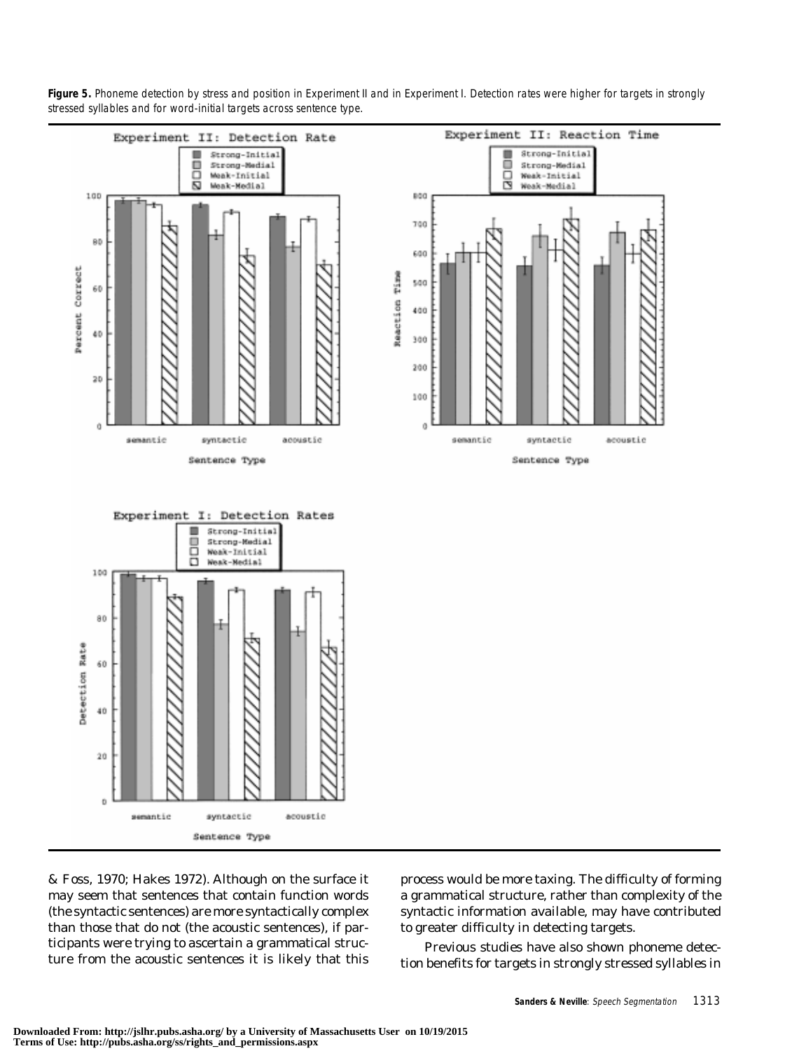**Figure 5.** Phoneme detection by stress and position in Experiment II and in Experiment I. Detection rates were higher for targets in strongly stressed syllables and for word-initial targets across sentence type.

& Foss, 1970; Hakes 1972). Although on the surface it may seem that sentences that contain function words (the syntactic sentences) are more syntactically complex than those that do not (the acoustic sentences), if participants were trying to ascertain a grammatical structure from the acoustic sentences it is likely that this process would be more taxing. The difficulty of forming a grammatical structure, rather than complexity of the syntactic information available, may have contributed to greater difficulty in detecting targets.

Previous studies have also shown phoneme detection benefits for targets in strongly stressed syllables in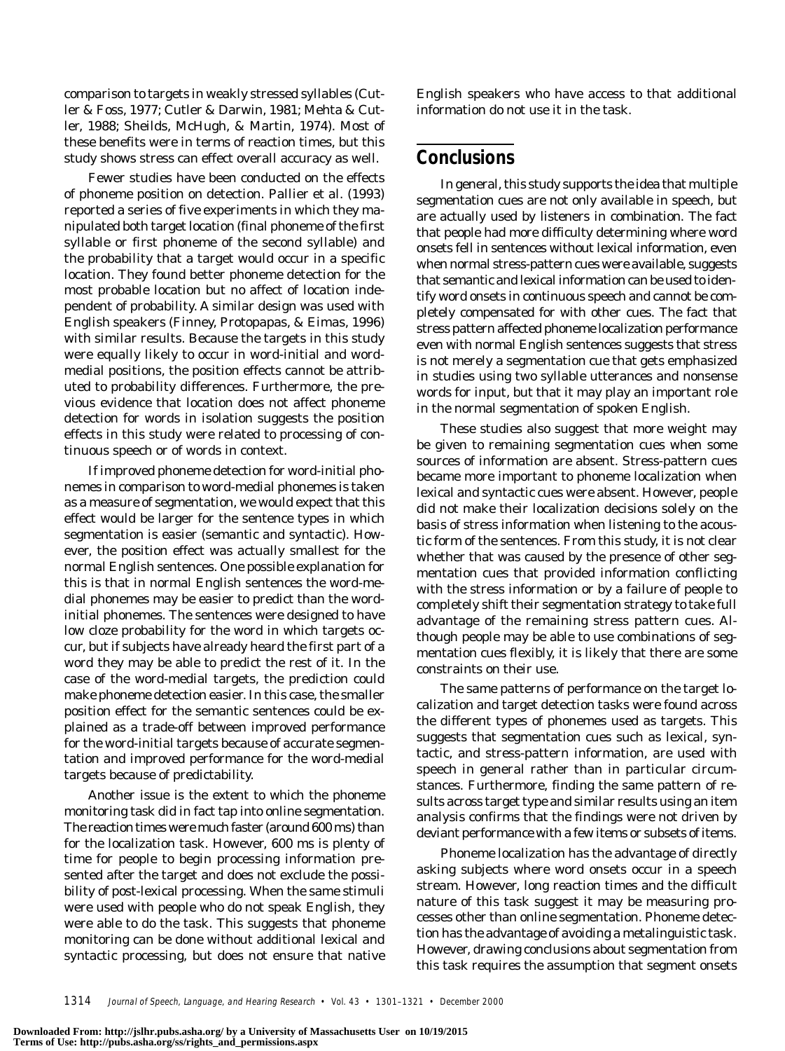comparison to targets in weakly stressed syllables (Cutler & Foss, 1977; Cutler & Darwin, 1981; Mehta & Cutler, 1988; Sheilds, McHugh, & Martin, 1974). Most of these benefits were in terms of reaction times, but this study shows stress can effect overall accuracy as well.

Fewer studies have been conducted on the effects of phoneme position on detection. Pallier et al. (1993) reported a series of five experiments in which they manipulated both target location (final phoneme of the first syllable or first phoneme of the second syllable) and the probability that a target would occur in a specific location. They found better phoneme detection for the most probable location but no affect of location independent of probability. A similar design was used with English speakers (Finney, Protopapas, & Eimas, 1996) with similar results. Because the targets in this study were equally likely to occur in word-initial and word-medial positions, the position effects cannot be attributed to probability differences. Furthermore, the previous evidence that location does not affect phoneme detection for words in isolation suggests the position effects in this study were related to processing of continuous speech or of words in context.

If improved phoneme detection for word-initial phonemes in comparison to word-medial phonemes is taken as a measure of segmentation, we would expect that this effect would be larger for the sentence types in which segmentation is easier (semantic and syntactic). However, the position effect was actually smallest for the normal English sentences. One possible explanation for this is that in normal English sentences the word-medial phonemes may be easier to predict than the word-initial phonemes. The sentences were designed to have low cloze probability for the word in which targets occur, but if subjects have already heard the first part of a word they may be able to predict the rest of it. In the case of the word-medial targets, the prediction could make phoneme detection easier. In this case, the smaller position effect for the semantic sentences could be explained as a trade-off between improved performance for the word-initial targets because of accurate segmentation and improved performance for the word-medial targets because of predictability.

Another issue is the extent to which the phoneme monitoring task did in fact tap into online segmentation. The reaction times were much faster (around 600 ms) than for the localization task. However, 600 ms is plenty of time for people to begin processing information presented after the target and does not exclude the possibility of post-lexical processing. When the same stimuli were used with people who do not speak English, they were able to do the task. This suggests that phoneme monitoring can be done without additional lexical and syntactic processing, but does not ensure that native English speakers who have access to that additional information do not use it in the task.

## Conclusions

In general, this study supports the idea that multiple segmentation cues are not only available in speech, but are actually used by listeners in combination. The fact that people had more difficulty determining where word onsets fell in sentences without lexical information, even when normal stress-pattern cues were available, suggests that semantic and lexical information can be used to identify word onsets in continuous speech and cannot be completely compensated for with other cues. The fact that stress pattern affected phoneme localization performance even with normal English sentences suggests that stress is not merely a segmentation cue that gets emphasized in studies using two syllable utterances and nonsense words for input, but that it may play an important role in the normal segmentation of spoken English.

These studies also suggest that more weight may be given to remaining segmentation cues when some sources of information are absent. Stress-pattern cues became more important to phoneme localization when lexical and syntactic cues were absent. However, people did not make their localization decisions solely on the basis of stress information when listening to the acoustic form of the sentences. From this study, it is not clear whether that was caused by the presence of other segmentation cues that provided information conflicting with the stress information or by a failure of people to completely shift their segmentation strategy to take full advantage of the remaining stress pattern cues. Although people may be able to use combinations of segmentation cues flexibly, it is likely that there are some constraints on their use.

The same patterns of performance on the target localization and target detection tasks were found across the different types of phonemes used as targets. This suggests that segmentation cues such as lexical, syntactic, and stress-pattern information, are used with speech in general rather than in particular circumstances. Furthermore, finding the same pattern of results across target type and similar results using an item analysis confirms that the findings were not driven by deviant performance with a few items or subsets of items.

Phoneme localization has the advantage of directly asking subjects where word onsets occur in a speech stream. However, long reaction times and the difficult nature of this task suggest it may be measuring processes other than online segmentation. Phoneme detection has the advantage of avoiding a metalinguistic task. However, drawing conclusions about segmentation from this task requires the assumption that segment onsets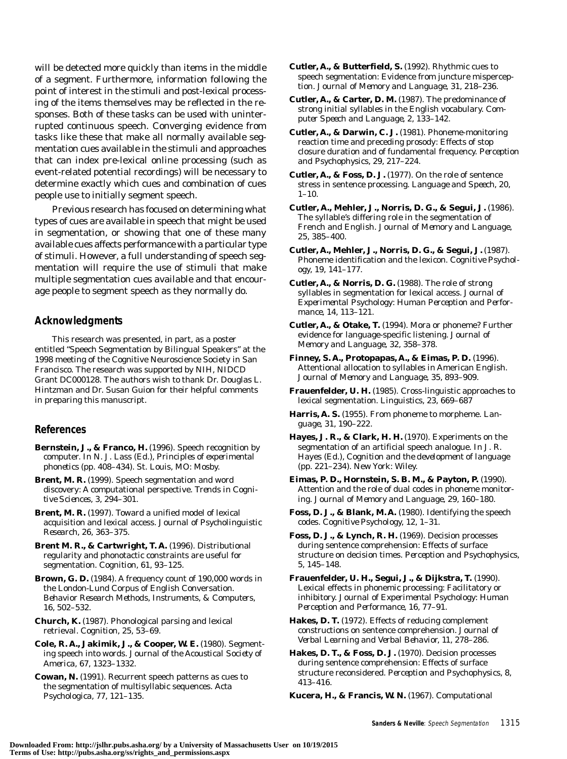will be detected more quickly than items in the middle of a segment. Furthermore, information following the point of interest in the stimuli and post-lexical processing of the items themselves may be reflected in the responses. Both of these tasks can be used with uninterrupted continuous speech. Converging evidence from tasks like these that make all normally available segmentation cues available in the stimuli and approaches that can index pre-lexical online processing (such as event-related potential recordings) will be necessary to determine exactly which cues and combination of cues people use to initially segment speech.

Previous research has focused on determining what types of cues are available in speech that might be used in segmentation, or showing that one of these many available cues affects performance with a particular type of stimuli. However, a full understanding of speech segmentation will require the use of stimuli that make multiple segmentation cues available and that encourage people to segment speech as they normally do.

## Acknowledgments

This research was presented, in part, as a poster entitled "Speech Segmentation by Bilingual Speakers" at the 1998 meeting of the Cognitive Neuroscience Society in San Francisco. The research was supported by NIH, NIDCD Grant DC000128. The authors wish to thank Dr. Douglas L. Hintzman and Dr. Susan Guion for their helpful comments in preparing this manuscript.

## References

**Bernstein, J., & Franco, H.** (1996). Speech recognition by computer. In N. J. Lass (Ed.), *Principles of experimental phonetics* (pp. 408–434). St. Louis, MO: Mosby.

**Brent, M. R.** (1999). Speech segmentation and word discovery: A computational perspective. *Trends in Cognitive Sciences, 3*, 294–301.

**Brent, M. R.** (1997). Toward a unified model of lexical acquisition and lexical access. *Journal of Psycholinguistic Research, 26*, 363–375.

**Brent M. R., & Cartwright, T. A.** (1996). Distributional regularity and phonotactic constraints are useful for segmentation. *Cognition, 61*, 93–125.

**Brown, G. D.** (1984). A frequency count of 190,000 words in the London-Lund Corpus of English Conversation. *Behavior Research Methods, Instruments, & Computers, 16*, 502–532.

**Church, K.** (1987). Phonological parsing and lexical retrieval. *Cognition, 25*, 53–69.

**Cole, R. A., Jakimik, J., & Cooper, W. E.** (1980). Segmenting speech into words. *Journal of the Acoustical Society of America, 67*, 1323–1332.

**Cowan, N.** (1991). Recurrent speech patterns as cues to the segmentation of multisyllabic sequences. *Acta Psychologica, 77*, 121–135.

**Cutler, A., & Butterfield, S.** (1992). Rhythmic cues to speech segmentation: Evidence from juncture misperception. *Journal of Memory and Language, 31*, 218–236.

**Cutler, A., & Carter, D. M.** (1987). The predominance of strong initial syllables in the English vocabulary. *Computer Speech and Language, 2*, 133–142.

**Cutler, A., & Darwin, C. J.** (1981). Phoneme-monitoring reaction time and preceding prosody: Effects of stop closure duration and of fundamental frequency. *Perception and Psychophysics, 29*, 217–224.

**Cutler, A., & Foss, D. J.** (1977). On the role of sentence stress in sentence processing. *Language and Speech, 20*, 1–10.

**Cutler, A., Mehler, J., Norris, D. G., & Segui, J.** (1986). The syllable's differing role in the segmentation of French and English. *Journal of Memory and Language, 25*, 385–400.

**Cutler, A., Mehler, J., Norris, D. G., & Segui, J.** (1987). Phoneme identification and the lexicon. *Cognitive Psychology, 19*, 141–177.

**Cutler, A., & Norris, D. G.** (1988). The role of strong syllables in segmentation for lexical access. *Journal of Experimental Psychology: Human Perception and Performance, 14*, 113–121.

**Cutler, A., & Otake, T.** (1994). Mora or phoneme? Further evidence for language-specific listening. *Journal of Memory and Language, 32*, 358–378.

**Finney, S. A., Protopapas, A., & Eimas, P. D.** (1996). Attentional allocation to syllables in American English. *Journal of Memory and Language, 35*, 893–909.

**Frauenfelder, U. H.** (1985). Cross-linguistic approaches to lexical segmentation. *Linguistics, 23*, 669–687

**Harris, A. S.** (1955). From phoneme to morpheme. *Language, 31*, 190–222.

**Hayes, J. R., & Clark, H. H.** (1970). Experiments on the segmentation of an artificial speech analogue. In J. R. Hayes (Ed.), *Cognition and the development of language* (pp. 221–234). New York: Wiley.

**Eimas, P. D., Hornstein, S. B. M., & Payton, P.** (1990). Attention and the role of dual codes in phoneme monitoring. *Journal of Memory and Language, 29*, 160–180.

**Foss, D. J., & Blank, M. A.** (1980). Identifying the speech codes. *Cognitive Psychology, 12*, 1–31.

**Foss, D. J., & Lynch, R. H.** (1969). Decision processes during sentence comprehension: Effects of surface structure on decision times. *Perception and Psychophysics, 5*, 145–148.

**Frauenfelder, U. H., Segui, J., & Dijkstra, T.** (1990). Lexical effects in phonemic processing: Facilitatory or inhibitory. *Journal of Experimental Psychology: Human Perception and Performance, 16*, 77–91.

**Hakes, D. T.** (1972). Effects of reducing complement constructions on sentence comprehension. *Journal of Verbal Learning and Verbal Behavior, 11*, 278–286.

**Hakes, D. T., & Foss, D. J.** (1970). Decision processes during sentence comprehension: Effects of surface structure reconsidered. *Perception and Psychophysics, 8*, 413–416.

**Kucera, H., & Francis, W. N.** (1967). Computational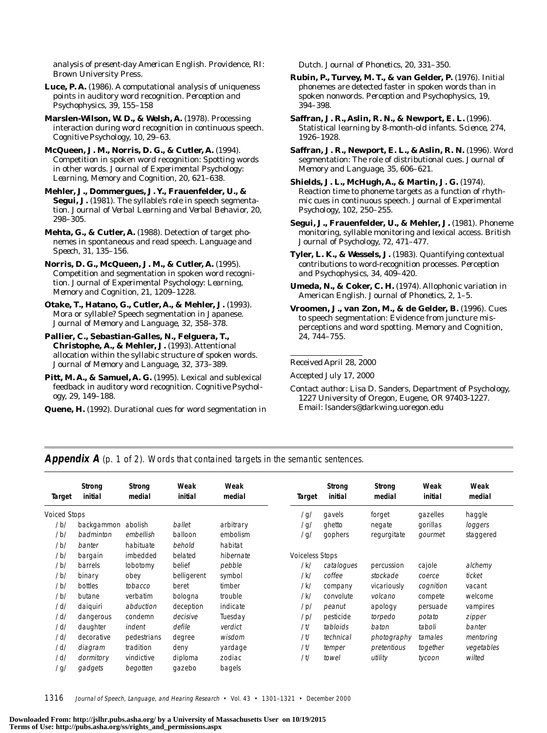analysis of present-day American English. Providence, RI: Brown University Press.

**Luce, P. A.** (1986). A computational analysis of uniqueness points in auditory word recognition. *Perception and Psychophysics, 39*, 155–158

**Marslen-Wilson, W. D., & Welsh, A.** (1978). Processing interaction during word recognition in continuous speech. *Cognitive Psychology, 10*, 29–63.

**McQueen, J. M., Norris, D. G., & Cutler, A.** (1994). Competition in spoken word recognition: Spotting words in other words. *Journal of Experimental Psychology: Learning, Memory and Cognition, 20*, 621–638.

**Mehler, J., Dommergues, J. Y., Frauenfelder, U., & Segui, J.** (1981). The syllable's role in speech segmentation. *Journal of Verbal Learning and Verbal Behavior, 20*, 298–305.

**Mehta, G., & Cutler, A.** (1988). Detection of target phonemes in spontaneous and read speech. *Language and Speech, 31*, 135–156.

**Norris, D. G., McQueen, J. M., & Cutler, A.** (1995). Competition and segmentation in spoken word recognition. *Journal of Experimental Psychology: Learning, Memory and Cognition, 21*, 1209–1228.

**Otake, T., Hatano, G., Cutler, A., & Mehler, J.** (1993). Mora or syllable? Speech segmentation in Japanese. *Journal of Memory and Language, 32*, 358–378.

**Pallier, C., Sebastian-Galles, N., Felguera, T., Christophe, A., & Mehler, J.** (1993). Attentional allocation within the syllabic structure of spoken words. *Journal of Memory and Language, 32*, 373–389.

**Pitt, M. A., & Samuel, A. G.** (1995). Lexical and sublexical feedback in auditory word recognition. *Cognitive Psychology, 29*, 149–188.

**Quene, H.** (1992). Durational cues for word segmentation in Dutch. *Journal of Phonetics, 20*, 331–350.

**Rubin, P., Turvey, M. T., & van Gelder, P.** (1976). Initial phonemes are detected faster in spoken words than in spoken nonwords. *Perception and Psychophysics, 19*, 394–398.

**Saffran, J. R., Aslin, R. N., & Newport, E. L.** (1996). Statistical learning by 8-month-old infants. *Science, 274*, 1926–1928.

**Saffran, J. R., Newport, E. L., & Aslin, R. N.** (1996). Word segmentation: The role of distributional cues. *Journal of Memory and Language, 35*, 606–621.

**Shields, J. L., McHugh, A., & Martin, J. G.** (1974). Reaction time to phoneme targets as a function of rhythmic cues in continuous speech. *Journal of Experimental Psychology, 102*, 250–255.

**Segui, J., Frauenfelder, U., & Mehler, J.** (1981). Phoneme monitoring, syllable monitoring and lexical access. *British Journal of Psychology, 72*, 471–477.

**Tyler, L. K., & Wessels, J.** (1983). Quantifying contextual contributions to word-recognition processes. *Perception and Psychophysics, 34*, 409–420.

**Umeda, N., & Coker, C. H.** (1974). Allophonic variation in American English. *Journal of Phonetics, 2*, 1–5.

**Vroomen, J., van Zon, M., & de Gelder, B.** (1996). Cues to speech segmentation: Evidence from juncture misperceptions and word spotting. *Memory and Cognition, 24*, 744–755.

---

Received April 28, 2000

Accepted July 17, 2000

Contact author: Lisa D. Sanders, Department of Psychology, 1227 University of Oregon, Eugene, OR 97403-1227. Email: lsanders@darkwing.uoregon.edu

## Appendix A (p. 1 of 2). *Words that contained targets in the semantic sentences.*

| Target | Strong initial | Strong medial | Weak initial | Weak medial |
|---|---|---|---|---|
| Voiced Stops | | | | |
| /b/ | backgammon | abolish | *ballet* | arbitrary |
| /b/ | *badminton* | *embellish* | balloon | embolism |
| /b/ | *banter* | habituate | *behold* | habitat |
| /b/ | bargain | imbedded | belated | *hibernate* |
| /b/ | barrels | lobotomy | belief | *pebble* |
| /b/ | binary | obey | belligerent | symbol |
| /b/ | bottles | *tobacco* | beret | timber |
| /b/ | butane | verbatim | bologna | trouble |
| /d/ | daiquiri | *abduction* | deception | indicate |
| /d/ | dangerous | condemn | *decisive* | Tuesday |
| /d/ | daughter | *indent* | *defile* | *verdict* |
| /d/ | decorative | pedestrians | degree | *wisdom* |
| /d/ | *diagram* | tradition | deny | yardage |
| /d/ | *dormitory* | vindictive | diploma | zodiac |
| /g/ | *gadgets* | *begotten* | gazebo | bagels |
| /g/ | gavels | forget | gazelles | haggle |
| /g/ | ghetto | negate | gorillas | *loggers* |
| /g/ | gophers | regurgitate | *gourmet* | staggered |
| Voiceless Stops | | | | |
| /k/ | *catalogues* | percussion | cajole | *alchemy* |
| /k/ | *coffee* | *stockade* | *coerce* | *ticket* |
| /k/ | company | vicariously | *cognition* | vacant |
| /k/ | convolute | *volcano* | compete | welcome |
| /p/ | *peanut* | apology | persuade | vampires |
| /p/ | pesticide | *torpedo* | *potato* | *zipper* |
| /t/ | *tabloids* | *baton* | *taboli* | *banter* |
| /t/ | *technical* | *photography* | *tamales* | *mentoring* |
| /t/ | *temper* | *pretentious* | *together* | *vegetables* |
| /t/ | *towel* | *utility* | *tycoon* | *wilted* |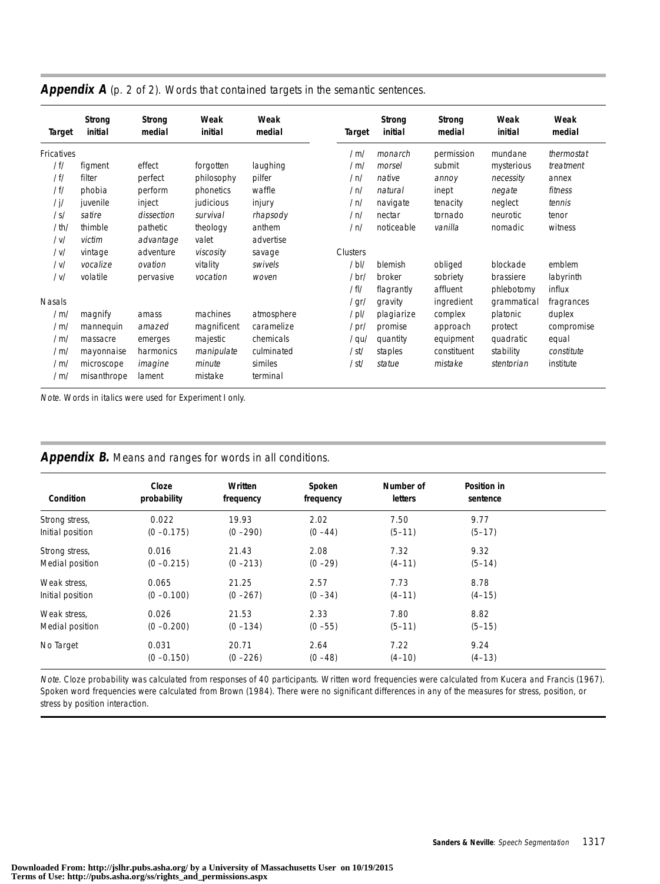**Appendix A** (p. 2 of 2). Words that contained targets in the semantic sentences.

| Target | Strong initial | Strong medial | Weak initial | Weak medial |
|---|---|---|---|---|
| Fricatives | | | | |
| /f/ | figment | effect | forgotten | laughing |
| /f/ | filter | perfect | philosophy | pilfer |
| /f/ | phobia | perform | phonetics | waffle |
| /j/ | juvenile | inject | judicious | injury |
| /s/ | *satire* | *dissection* | *survival* | *rhapsody* |
| /th/ | thimble | pathetic | theology | anthem |
| /v/ | *victim* | *advantage* | valet | advertise |
| /v/ | vintage | adventure | *viscosity* | savage |
| /v/ | *vocalize* | *ovation* | vitality | *swivels* |
| /v/ | volatile | pervasive | *vocation* | *woven* |
| Nasals | | | | |
| /m/ | magnify | amass | machines | atmosphere |
| /m/ | mannequin | *amazed* | magnificent | caramelize |
| /m/ | massacre | emerges | majestic | chemicals |
| /m/ | mayonnaise | harmonics | *manipulate* | culminated |
| /m/ | microscope | *imagine* | *minute* | similes |
| /m/ | misanthrope | lament | mistake | terminal |
| /m/ | *monarch* | permission | mundane | *thermostat* |
| /m/ | *morsel* | submit | mysterious | *treatment* |
| /n/ | *native* | *annoy* | *necessity* | annex |
| /n/ | *natural* | inept | *negate* | *fitness* |
| /n/ | navigate | tenacity | neglect | *tennis* |
| /n/ | nectar | tornado | neurotic | tenor |
| /n/ | noticeable | *vanilla* | nomadic | witness |
| Clusters | | | | |
| /bl/ | blemish | obliged | blockade | emblem |
| /br/ | broker | sobriety | brassiere | labyrinth |
| /fl/ | flagrantly | affluent | phlebotomy | influx |
| /gr/ | gravity | ingredient | grammatical | fragrances |
| /pl/ | plagiarize | complex | platonic | duplex |
| /pr/ | promise | approach | protect | compromise |
| /qu/ | quantity | equipment | quadratic | equal |
| /st/ | staples | constituent | stability | *constitute* |
| /st/ | *statue* | *mistake* | *stentorian* | institute |

*Note*. Words in italics were used for Experiment I only.

**Appendix B.** Means and ranges for words in all conditions.

| Condition | Cloze probability | Written frequency | Spoken frequency | Number of letters | Position in sentence |
|---|---|---|---|---|---|
| Strong stress, Initial position | 0.022 (0 –0.175) | 19.93 (0 –290) | 2.02 (0 –44) | 7.50 (5–11) | 9.77 (5–17) |
| Strong stress, Medial position | 0.016 (0 –0.215) | 21.43 (0 –213) | 2.08 (0 –29) | 7.32 (4–11) | 9.32 (5–14) |
| Weak stress, Initial position | 0.065 (0 –0.100) | 21.25 (0 –267) | 2.57 (0 –34) | 7.73 (4–11) | 8.78 (4–15) |
| Weak stress, Medial position | 0.026 (0 –0.200) | 21.53 (0 –134) | 2.33 (0 –55) | 7.80 (5–11) | 8.82 (5–15) |
| No Target | 0.031 (0 –0.150) | 20.71 (0 –226) | 2.64 (0 –48) | 7.22 (4–10) | 9.24 (4–13) |

*Note*. Cloze probability was calculated from responses of 40 participants. Written word frequencies were calculated from Kucera and Francis (1967). Spoken word frequencies were calculated from Brown (1984). There were no significant differences in any of the measures for stress, position, or stress by position interaction.

Downloaded From: http://jslhr.pubs.asha.org/ by a University of Massachusetts User on 10/19/2015
Terms of Use: http://pubs.asha.org/ss/rights_and_permissions.aspx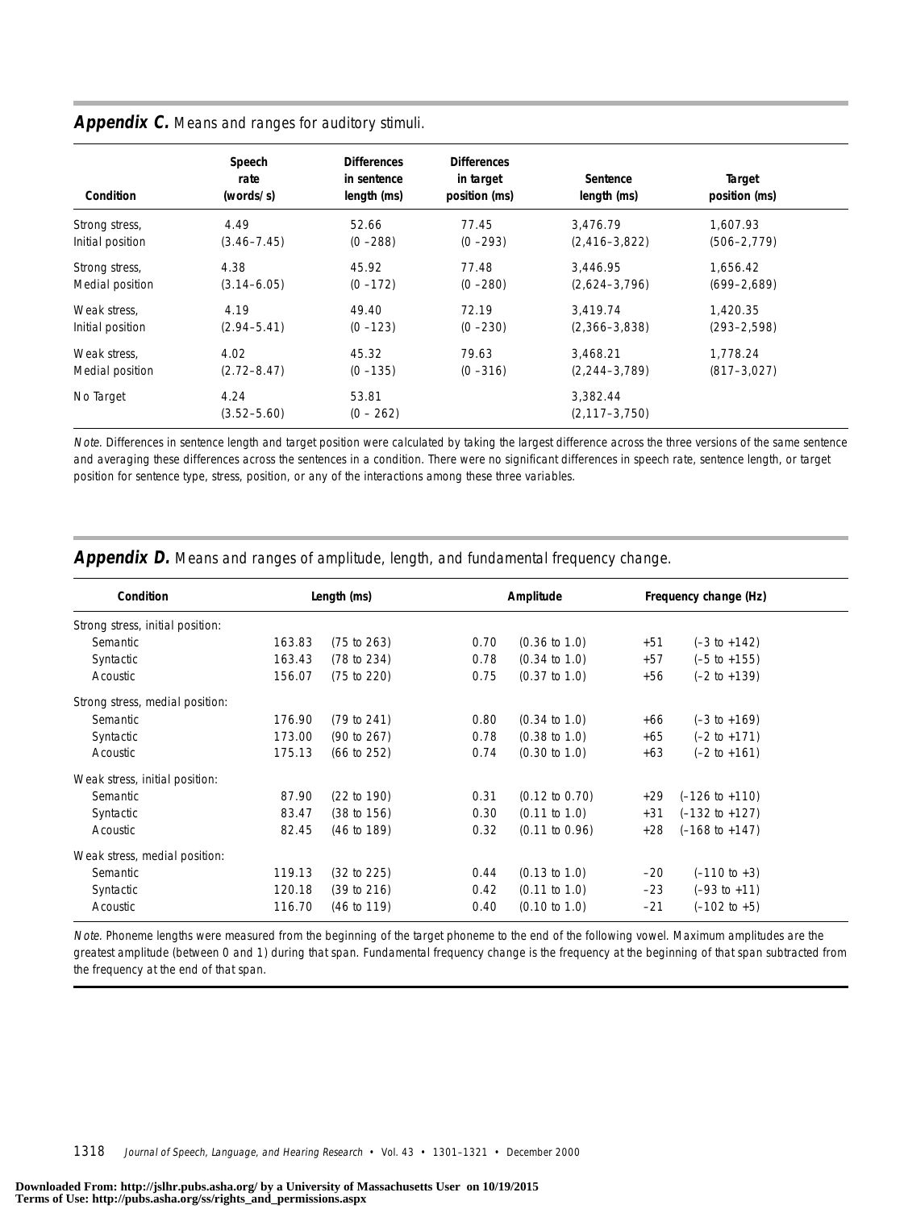**Appendix C.** Means and ranges for auditory stimuli.

| Condition | Speech rate (words/s) | Differences in sentence length (ms) | Differences in target position (ms) | Sentence length (ms) | Target position (ms) |
|---|---|---|---|---|---|
| Strong stress, Initial position | 4.49 (3.46–7.45) | 52.66 (0 –288) | 77.45 (0 –293) | 3,476.79 (2,416–3,822) | 1,607.93 (506–2,779) |
| Strong stress, Medial position | 4.38 (3.14–6.05) | 45.92 (0 –172) | 77.48 (0 –280) | 3,446.95 (2,624–3,796) | 1,656.42 (699–2,689) |
| Weak stress, Initial position | 4.19 (2.94–5.41) | 49.40 (0 –123) | 72.19 (0 –230) | 3,419.74 (2,366–3,838) | 1,420.35 (293–2,598) |
| Weak stress, Medial position | 4.02 (2.72–8.47) | 45.32 (0 –135) | 79.63 (0 –316) | 3,468.21 (2,244–3,789) | 1,778.24 (817–3,027) |
| No Target | 4.24 (3.52–5.60) | 53.81 (0 – 262) | | 3,382.44 (2,117–3,750) | |

*Note.* Differences in sentence length and target position were calculated by taking the largest difference across the three versions of the same sentence and averaging these differences across the sentences in a condition. There were no significant differences in speech rate, sentence length, or target position for sentence type, stress, position, or any of the interactions among these three variables.

**Appendix D.** Means and ranges of amplitude, length, and fundamental frequency change.

| Condition | Length (ms) | | Amplitude | | Frequency change (Hz) | |
|---|---|---|---|---|---|---|
| Strong stress, initial position: | | | | | | |
| Semantic | 163.83 | (75 to 263) | 0.70 | (0.36 to 1.0) | +51 | (–3 to +142) |
| Syntactic | 163.43 | (78 to 234) | 0.78 | (0.34 to 1.0) | +57 | (–5 to +155) |
| Acoustic | 156.07 | (75 to 220) | 0.75 | (0.37 to 1.0) | +56 | (–2 to +139) |
| Strong stress, medial position: | | | | | | |
| Semantic | 176.90 | (79 to 241) | 0.80 | (0.34 to 1.0) | +66 | (–3 to +169) |
| Syntactic | 173.00 | (90 to 267) | 0.78 | (0.38 to 1.0) | +65 | (–2 to +171) |
| Acoustic | 175.13 | (66 to 252) | 0.74 | (0.30 to 1.0) | +63 | (–2 to +161) |
| Weak stress, initial position: | | | | | | |
| Semantic | 87.90 | (22 to 190) | 0.31 | (0.12 to 0.70) | +29 | (–126 to +110) |
| Syntactic | 83.47 | (38 to 156) | 0.30 | (0.11 to 1.0) | +31 | (–132 to +127) |
| Acoustic | 82.45 | (46 to 189) | 0.32 | (0.11 to 0.96) | +28 | (–168 to +147) |
| Weak stress, medial position: | | | | | | |
| Semantic | 119.13 | (32 to 225) | 0.44 | (0.13 to 1.0) | –20 | (–110 to +3) |
| Syntactic | 120.18 | (39 to 216) | 0.42 | (0.11 to 1.0) | –23 | (–93 to +11) |
| Acoustic | 116.70 | (46 to 119) | 0.40 | (0.10 to 1.0) | –21 | (–102 to +5) |

*Note.* Phoneme lengths were measured from the beginning of the target phoneme to the end of the following vowel. Maximum amplitudes are the greatest amplitude (between 0 and 1) during that span. Fundamental frequency change is the frequency at the beginning of that span subtracted from the frequency at the end of that span.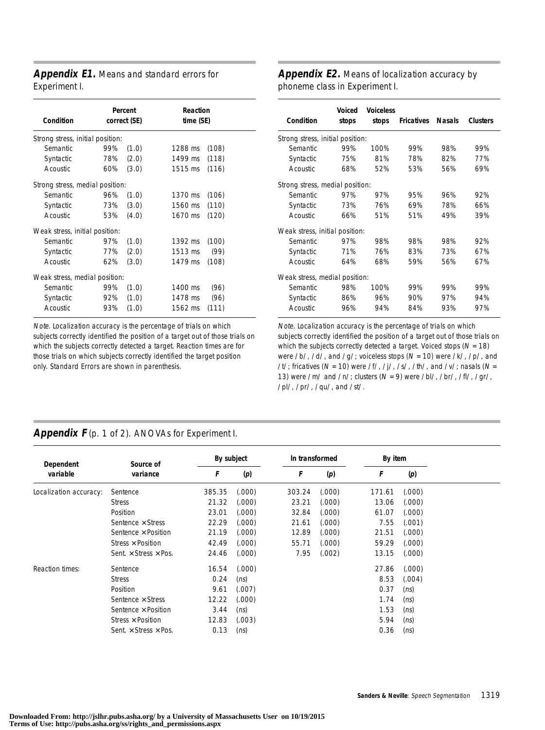**Appendix E1.** Means and standard errors for Experiment I.

| Condition | Percent correct (SE) | | Reaction time (SE) | |
|---|---|---|---|---|
| Strong stress, initial position: | | | | |
| Semantic | 99% | (1.0) | 1288 ms | (108) |
| Syntactic | 78% | (2.0) | 1499 ms | (118) |
| Acoustic | 60% | (3.0) | 1515 ms | (116) |
| Strong stress, medial position: | | | | |
| Semantic | 96% | (1.0) | 1370 ms | (106) |
| Syntactic | 73% | (3.0) | 1560 ms | (110) |
| Acoustic | 53% | (4.0) | 1670 ms | (120) |
| Weak stress, initial position: | | | | |
| Semantic | 97% | (1.0) | 1392 ms | (100) |
| Syntactic | 77% | (2.0) | 1513 ms | (99) |
| Acoustic | 62% | (3.0) | 1479 ms | (108) |
| Weak stress, medial position: | | | | |
| Semantic | 99% | (1.0) | 1400 ms | (96) |
| Syntactic | 92% | (1.0) | 1478 ms | (96) |
| Acoustic | 93% | (1.0) | 1562 ms | (111) |

*Note*. Localization accuracy is the percentage of trials on which subjects correctly identified the position of a target out of those trials on which the subjects correctly detected a target. Reaction times are for those trials on which subjects correctly identified the target position only. Standard Errors are shown in parenthesis.

**Appendix E2.** Means of localization accuracy by phoneme class in Experiment I.

| Condition | Voiced stops | Voiceless stops | Fricatives | Nasals | Clusters |
|---|---|---|---|---|---|
| Strong stress, initial position: | | | | | |
| Semantic | 99% | 100% | 99% | 98% | 99% |
| Syntactic | 75% | 81% | 78% | 82% | 77% |
| Acoustic | 68% | 52% | 53% | 56% | 69% |
| Strong stress, medial position: | | | | | |
| Semantic | 97% | 97% | 95% | 96% | 92% |
| Syntactic | 73% | 76% | 69% | 78% | 66% |
| Acoustic | 66% | 51% | 51% | 49% | 39% |
| Weak stress, initial position: | | | | | |
| Semantic | 97% | 98% | 98% | 98% | 92% |
| Syntactic | 71% | 76% | 83% | 73% | 67% |
| Acoustic | 64% | 68% | 59% | 56% | 67% |
| Weak stress, medial position: | | | | | |
| Semantic | 98% | 100% | 99% | 99% | 99% |
| Syntactic | 86% | 96% | 90% | 97% | 94% |
| Acoustic | 96% | 94% | 84% | 93% | 97% |

*Note*. Localization accuracy is the percentage of trials on which subjects correctly identified the position of a target out of those trials on which the subjects correctly detected a target. Voiced stops ($N$ = 18) were /b/, /d/, and /g/; voiceless stops ($N$ = 10) were /k/, /p/, and /t/; fricatives ($N$ = 10) were /f/, /j/, /s/, /th/, and /v/; nasals ($N$ = 13) were /m/ and /n/; clusters ($N$ = 9) were /bl/, /br/, /fl/, /gr/, /pl/, /pr/, /qu/, and /st/.

**Appendix F** (p. 1 of 2). ANOVAs for Experiment I.

| Dependent variable | Source of variance | By subject | | ln transformed | | By item | |
|---|---|---|---|---|---|---|---|
| | | *F* | (*p*) | *F* | (*p*) | *F* | (*p*) |
| Localization accuracy: | Sentence | 385.35 | (.000) | 303.24 | (.000) | 171.61 | (.000) |
| | Stress | 21.32 | (.000) | 23.21 | (.000) | 13.06 | (.000) |
| | Position | 23.01 | (.000) | 32.84 | (.000) | 61.07 | (.000) |
| | Sentence × Stress | 22.29 | (.000) | 21.61 | (.000) | 7.55 | (.001) |
| | Sentence × Position | 21.19 | (.000) | 12.89 | (.000) | 21.51 | (.000) |
| | Stress × Position | 42.49 | (.000) | 55.71 | (.000) | 59.29 | (.000) |
| | Sent. × Stress × Pos. | 24.46 | (.000) | 7.95 | (.002) | 13.15 | (.000) |
| Reaction times: | Sentence | 16.54 | (.000) | | | 27.86 | (.000) |
| | Stress | 0.24 | (*ns*) | | | 8.53 | (.004) |
| | Position | 9.61 | (.007) | | | 0.37 | (*ns*) |
| | Sentence × Stress | 12.22 | (.000) | | | 1.74 | (*ns*) |
| | Sentence × Position | 3.44 | (*ns*) | | | 1.53 | (*ns*) |
| | Stress × Position | 12.83 | (.003) | | | 5.94 | (*ns*) |
| | Sent. × Stress × Pos. | 0.13 | (*ns*) | | | 0.36 | (*ns*) |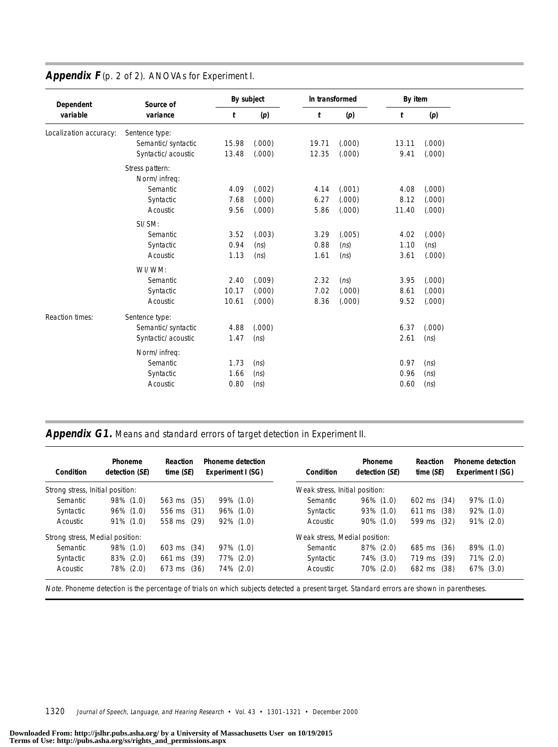**Appendix F** (p. 2 of 2). ANOVAs for Experiment I.

| Dependent variable | Source of variance | By subject *t* | By subject (*p*) | In transformed *t* | In transformed (*p*) | By item *t* | By item (*p*) |
|---|---|---|---|---|---|---|---|
| Localization accuracy: | Sentence type: | | | | | | |
| | Semantic/syntactic | 15.98 | (.000) | 19.71 | (.000) | 13.11 | (.000) |
| | Syntactic/acoustic | 13.48 | (.000) | 12.35 | (.000) | 9.41 | (.000) |
| | Stress pattern: | | | | | | |
| | Norm/infreq: | | | | | | |
| | Semantic | 4.09 | (.002) | 4.14 | (.001) | 4.08 | (.000) |
| | Syntactic | 7.68 | (.000) | 6.27 | (.000) | 8.12 | (.000) |
| | Acoustic | 9.56 | (.000) | 5.86 | (.000) | 11.40 | (.000) |
| | SI/SM: | | | | | | |
| | Semantic | 3.52 | (.003) | 3.29 | (.005) | 4.02 | (.000) |
| | Syntactic | 0.94 | (*ns*) | 0.88 | (*ns*) | 1.10 | (*ns*) |
| | Acoustic | 1.13 | (*ns*) | 1.61 | (*ns*) | 3.61 | (.000) |
| | WI/WM: | | | | | | |
| | Semantic | 2.40 | (.009) | 2.32 | (*ns*) | 3.95 | (.000) |
| | Syntactic | 10.17 | (.000) | 7.02 | (.000) | 8.61 | (.000) |
| | Acoustic | 10.61 | (.000) | 8.36 | (.000) | 9.52 | (.000) |
| Reaction times: | Sentence type: | | | | | | |
| | Semantic/syntactic | 4.88 | (.000) | | | 6.37 | (.000) |
| | Syntactic/acoustic | 1.47 | (*ns*) | | | 2.61 | (*ns*) |
| | Norm/infreq: | | | | | | |
| | Semantic | 1.73 | (*ns*) | | | 0.97 | (*ns*) |
| | Syntactic | 1.66 | (*ns*) | | | 0.96 | (*ns*) |
| | Acoustic | 0.80 | (*ns*) | | | 0.60 | (*ns*) |

**Appendix G1.** Means and standard errors of target detection in Experiment II.

| Condition | Phoneme detection (*SE*) | Reaction time (*SE*) | Phoneme detection Experiment I (SG) | Condition | Phoneme detection (*SE*) | Reaction time (*SE*) | Phoneme detection Experiment I (SG) |
|---|---|---|---|---|---|---|---|
| Strong stress, Initial position: | | | | Weak stress, Initial position: | | | |
| Semantic | 98% (1.0) | 563 ms (35) | 99% (1.0) | Semantic | 96% (1.0) | 602 ms (34) | 97% (1.0) |
| Syntactic | 96% (1.0) | 556 ms (31) | 96% (1.0) | Syntactic | 93% (1.0) | 611 ms (38) | 92% (1.0) |
| Acoustic | 91% (1.0) | 558 ms (29) | 92% (1.0) | Acoustic | 90% (1.0) | 599 ms (32) | 91% (2.0) |
| Strong stress, Medial position: | | | | Weak stress, Medial position: | | | |
| Semantic | 98% (1.0) | 603 ms (34) | 97% (1.0) | Semantic | 87% (2.0) | 685 ms (36) | 89% (1.0) |
| Syntactic | 83% (2.0) | 661 ms (39) | 77% (2.0) | Syntactic | 74% (3.0) | 719 ms (39) | 71% (2.0) |
| Acoustic | 78% (2.0) | 673 ms (36) | 74% (2.0) | Acoustic | 70% (2.0) | 682 ms (38) | 67% (3.0) |

*Note.* Phoneme detection is the percentage of trials on which subjects detected a present target. Standard errors are shown in parentheses.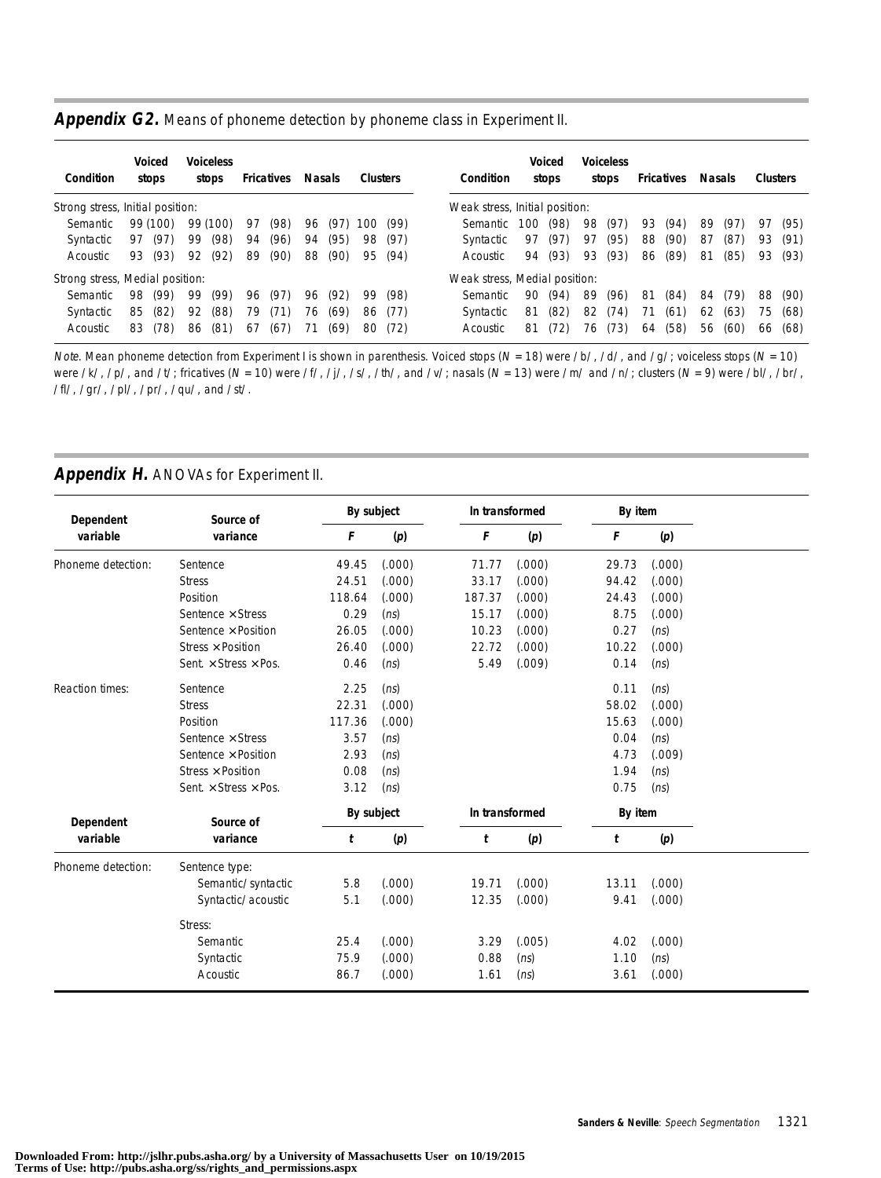**Appendix G2.** Means of phoneme detection by phoneme class in Experiment II.

| Condition | Voiced stops | Voiceless stops | Fricatives | Nasals | Clusters |
|---|---|---|---|---|---|
| Strong stress, Initial position: | | | | | |
| Semantic | 99 (100) | 99 (100) | 97 (98) | 96 (97) | 100 (99) |
| Syntactic | 97 (97) | 99 (98) | 94 (96) | 94 (95) | 98 (97) |
| Acoustic | 93 (93) | 92 (92) | 89 (90) | 88 (90) | 95 (94) |
| Strong stress, Medial position: | | | | | |
| Semantic | 98 (99) | 99 (99) | 96 (97) | 96 (92) | 99 (98) |
| Syntactic | 85 (82) | 92 (88) | 79 (71) | 76 (69) | 86 (77) |
| Acoustic | 83 (78) | 86 (81) | 67 (67) | 71 (69) | 80 (72) |
| Weak stress, Initial position: | | | | | |
| Semantic | 100 (98) | 98 (97) | 93 (94) | 89 (97) | 97 (95) |
| Syntactic | 97 (97) | 97 (95) | 88 (90) | 87 (87) | 93 (91) |
| Acoustic | 94 (93) | 93 (93) | 86 (89) | 81 (85) | 93 (93) |
| Weak stress, Medial position: | | | | | |
| Semantic | 90 (94) | 89 (96) | 81 (84) | 84 (79) | 88 (90) |
| Syntactic | 81 (82) | 82 (74) | 71 (61) | 62 (63) | 75 (68) |
| Acoustic | 81 (72) | 76 (73) | 64 (58) | 56 (60) | 66 (68) |

*Note.* Mean phoneme detection from Experiment I is shown in parenthesis. Voiced stops ($N$ = 18) were /b/, /d/, and /g/; voiceless stops ($N$ = 10) were /k/, /p/, and /t/; fricatives ($N$ = 10) were /f/, /j/, /s/, /th/, and /v/; nasals ($N$ = 13) were /m/ and /n/; clusters ($N$ = 9) were /bl/, /br/, /fl/, /gr/, /pl/, /pr/, /qu/, and /st/.

**Appendix H.** ANOVAs for Experiment II.

| Dependent variable | Source of variance | By subject $F$ | By subject $(p)$ | In transformed $F$ | In transformed $(p)$ | By item $F$ | By item $(p)$ |
|---|---|---|---|---|---|---|---|
| Phoneme detection: | Sentence | 49.45 | (.000) | 71.77 | (.000) | 29.73 | (.000) |
| | Stress | 24.51 | (.000) | 33.17 | (.000) | 94.42 | (.000) |
| | Position | 118.64 | (.000) | 187.37 | (.000) | 24.43 | (.000) |
| | Sentence × Stress | 0.29 | (*ns*) | 15.17 | (.000) | 8.75 | (.000) |
| | Sentence × Position | 26.05 | (.000) | 10.23 | (.000) | 0.27 | (*ns*) |
| | Stress × Position | 26.40 | (.000) | 22.72 | (.000) | 10.22 | (.000) |
| | Sent. × Stress × Pos. | 0.46 | (*ns*) | 5.49 | (.009) | 0.14 | (*ns*) |
| Reaction times: | Sentence | 2.25 | (*ns*) | | | 0.11 | (*ns*) |
| | Stress | 22.31 | (.000) | | | 58.02 | (.000) |
| | Position | 117.36 | (.000) | | | 15.63 | (.000) |
| | Sentence × Stress | 3.57 | (*ns*) | | | 0.04 | (*ns*) |
| | Sentence × Position | 2.93 | (*ns*) | | | 4.73 | (.009) |
| | Stress × Position | 0.08 | (*ns*) | | | 1.94 | (*ns*) |
| | Sent. × Stress × Pos. | 3.12 | (*ns*) | | | 0.75 | (*ns*) |

| Dependent variable | Source of variance | By subject $t$ | By subject $(p)$ | In transformed $t$ | In transformed $(p)$ | By item $t$ | By item $(p)$ |
|---|---|---|---|---|---|---|---|
| Phoneme detection: | Sentence type: | | | | | | |
| | Semantic/syntactic | 5.8 | (.000) | 19.71 | (.000) | 13.11 | (.000) |
| | Syntactic/acoustic | 5.1 | (.000) | 12.35 | (.000) | 9.41 | (.000) |
| | Stress: | | | | | | |
| | Semantic | 25.4 | (.000) | 3.29 | (.005) | 4.02 | (.000) |
| | Syntactic | 75.9 | (.000) | 0.88 | (*ns*) | 1.10 | (*ns*) |
| | Acoustic | 86.7 | (.000) | 1.61 | (*ns*) | 3.61 | (.000) |